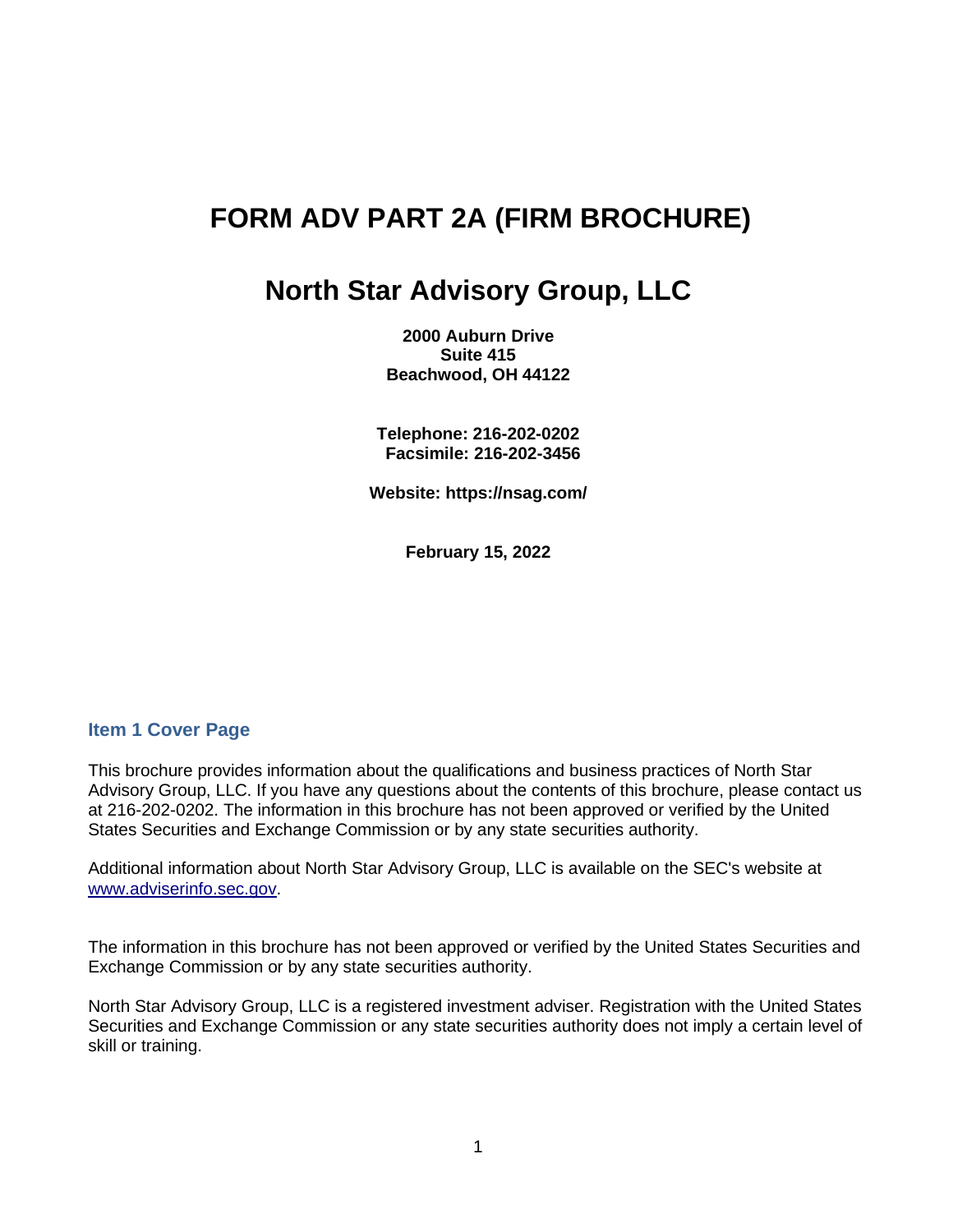# FORM ADV PART 2A (FIRM BROCHURE)

# North Star Advisory Group, LLC

**2000 Auburn Drive**
**Suite 415**
**Beachwood, OH 44122**

**Telephone: 216-202-0202**
**Facsimile: 216-202-3456**

**Website: https://nsag.com/**

**February 15, 2022**

## Item 1 Cover Page

This brochure provides information about the qualifications and business practices of North Star Advisory Group, LLC. If you have any questions about the contents of this brochure, please contact us at 216-202-0202. The information in this brochure has not been approved or verified by the United States Securities and Exchange Commission or by any state securities authority.

Additional information about North Star Advisory Group, LLC is available on the SEC's website at www.adviserinfo.sec.gov.

The information in this brochure has not been approved or verified by the United States Securities and Exchange Commission or by any state securities authority.

North Star Advisory Group, LLC is a registered investment adviser. Registration with the United States Securities and Exchange Commission or any state securities authority does not imply a certain level of skill or training.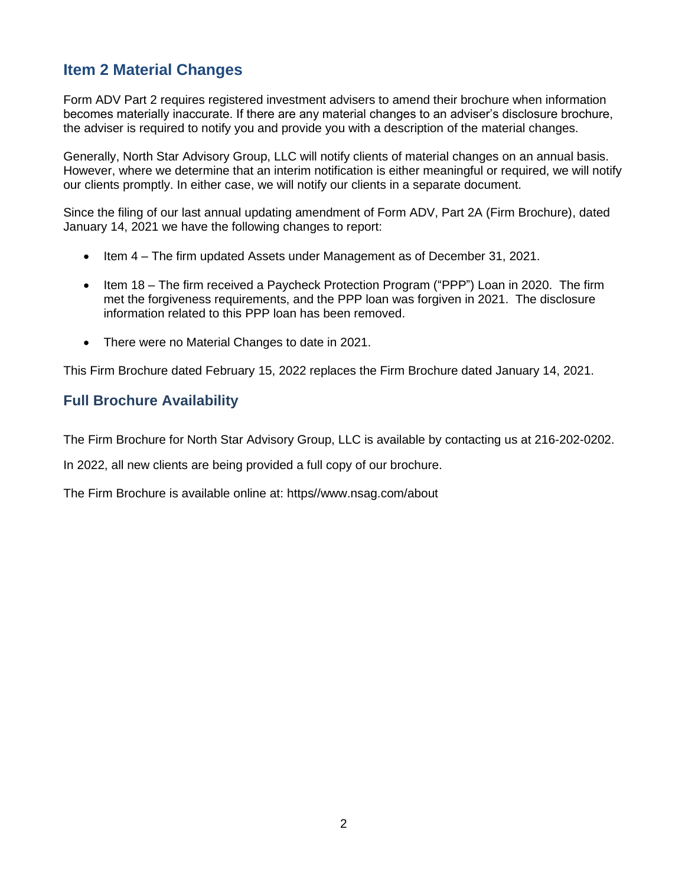## Item 2 Material Changes

Form ADV Part 2 requires registered investment advisers to amend their brochure when information becomes materially inaccurate. If there are any material changes to an adviser's disclosure brochure, the adviser is required to notify you and provide you with a description of the material changes.

Generally, North Star Advisory Group, LLC will notify clients of material changes on an annual basis. However, where we determine that an interim notification is either meaningful or required, we will notify our clients promptly. In either case, we will notify our clients in a separate document.

Since the filing of our last annual updating amendment of Form ADV, Part 2A (Firm Brochure), dated January 14, 2021 we have the following changes to report:

- Item 4 – The firm updated Assets under Management as of December 31, 2021.
- Item 18 – The firm received a Paycheck Protection Program ("PPP") Loan in 2020. The firm met the forgiveness requirements, and the PPP loan was forgiven in 2021. The disclosure information related to this PPP loan has been removed.
- There were no Material Changes to date in 2021.

This Firm Brochure dated February 15, 2022 replaces the Firm Brochure dated January 14, 2021.

## Full Brochure Availability

The Firm Brochure for North Star Advisory Group, LLC is available by contacting us at 216-202-0202.

In 2022, all new clients are being provided a full copy of our brochure.

The Firm Brochure is available online at: https//www.nsag.com/about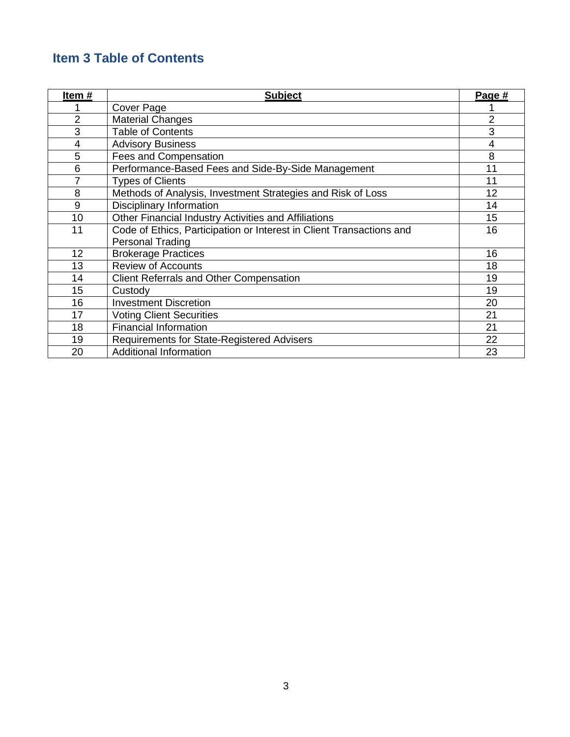## Item 3 Table of Contents

| Item # | Subject | Page # |
| --- | --- | --- |
| 1 | Cover Page | 1 |
| 2 | Material Changes | 2 |
| 3 | Table of Contents | 3 |
| 4 | Advisory Business | 4 |
| 5 | Fees and Compensation | 8 |
| 6 | Performance-Based Fees and Side-By-Side Management | 11 |
| 7 | Types of Clients | 11 |
| 8 | Methods of Analysis, Investment Strategies and Risk of Loss | 12 |
| 9 | Disciplinary Information | 14 |
| 10 | Other Financial Industry Activities and Affiliations | 15 |
| 11 | Code of Ethics, Participation or Interest in Client Transactions and Personal Trading | 16 |
| 12 | Brokerage Practices | 16 |
| 13 | Review of Accounts | 18 |
| 14 | Client Referrals and Other Compensation | 19 |
| 15 | Custody | 19 |
| 16 | Investment Discretion | 20 |
| 17 | Voting Client Securities | 21 |
| 18 | Financial Information | 21 |
| 19 | Requirements for State-Registered Advisers | 22 |
| 20 | Additional Information | 23 |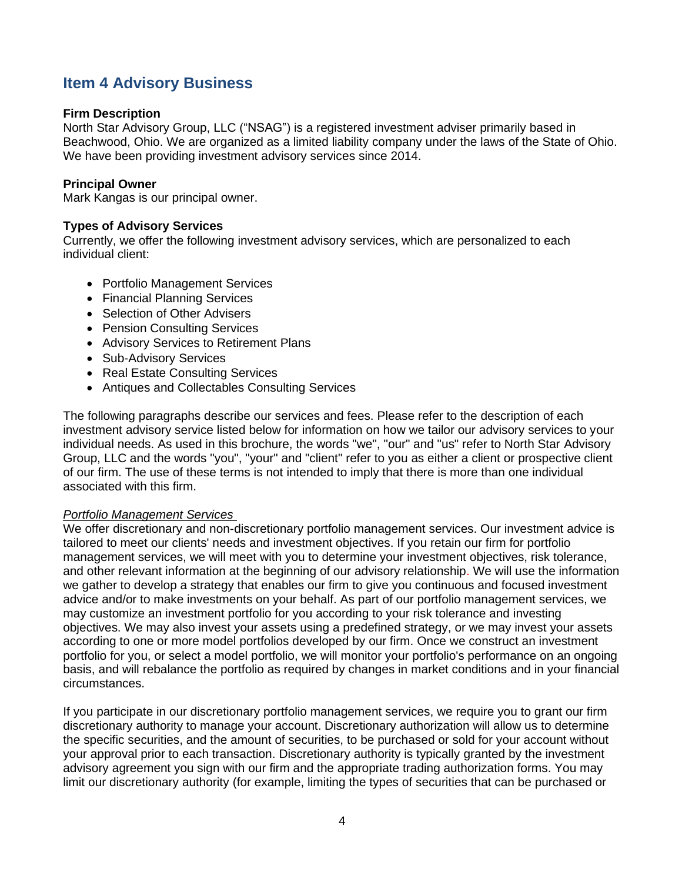## Item 4 Advisory Business

**Firm Description**
North Star Advisory Group, LLC ("NSAG") is a registered investment adviser primarily based in Beachwood, Ohio. We are organized as a limited liability company under the laws of the State of Ohio. We have been providing investment advisory services since 2014.

**Principal Owner**
Mark Kangas is our principal owner.

**Types of Advisory Services**
Currently, we offer the following investment advisory services, which are personalized to each individual client:

- Portfolio Management Services
- Financial Planning Services
- Selection of Other Advisers
- Pension Consulting Services
- Advisory Services to Retirement Plans
- Sub-Advisory Services
- Real Estate Consulting Services
- Antiques and Collectables Consulting Services

The following paragraphs describe our services and fees. Please refer to the description of each investment advisory service listed below for information on how we tailor our advisory services to your individual needs. As used in this brochure, the words "we", "our" and "us" refer to North Star Advisory Group, LLC and the words "you", "your" and "client" refer to you as either a client or prospective client of our firm. The use of these terms is not intended to imply that there is more than one individual associated with this firm.

*Portfolio Management Services*
We offer discretionary and non-discretionary portfolio management services. Our investment advice is tailored to meet our clients' needs and investment objectives. If you retain our firm for portfolio management services, we will meet with you to determine your investment objectives, risk tolerance, and other relevant information at the beginning of our advisory relationship. We will use the information we gather to develop a strategy that enables our firm to give you continuous and focused investment advice and/or to make investments on your behalf. As part of our portfolio management services, we may customize an investment portfolio for you according to your risk tolerance and investing objectives. We may also invest your assets using a predefined strategy, or we may invest your assets according to one or more model portfolios developed by our firm. Once we construct an investment portfolio for you, or select a model portfolio, we will monitor your portfolio's performance on an ongoing basis, and will rebalance the portfolio as required by changes in market conditions and in your financial circumstances.

If you participate in our discretionary portfolio management services, we require you to grant our firm discretionary authority to manage your account. Discretionary authorization will allow us to determine the specific securities, and the amount of securities, to be purchased or sold for your account without your approval prior to each transaction. Discretionary authority is typically granted by the investment advisory agreement you sign with our firm and the appropriate trading authorization forms. You may limit our discretionary authority (for example, limiting the types of securities that can be purchased or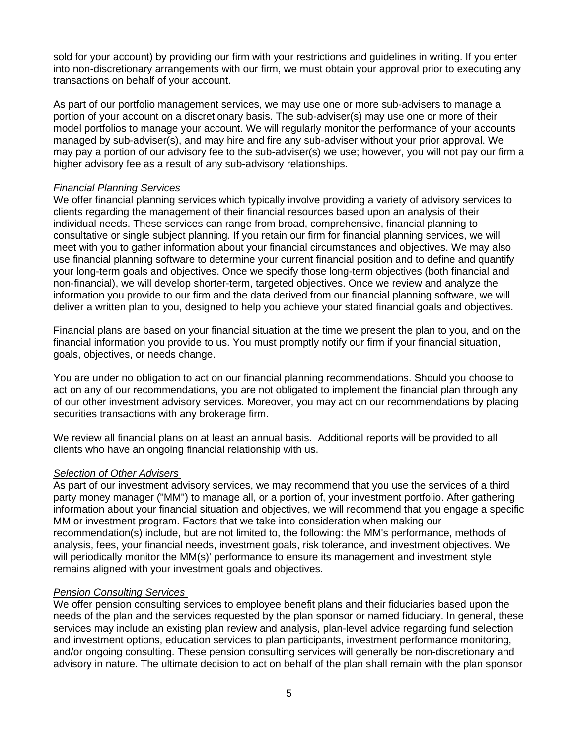sold for your account) by providing our firm with your restrictions and guidelines in writing. If you enter into non-discretionary arrangements with our firm, we must obtain your approval prior to executing any transactions on behalf of your account.

As part of our portfolio management services, we may use one or more sub-advisers to manage a portion of your account on a discretionary basis. The sub-adviser(s) may use one or more of their model portfolios to manage your account. We will regularly monitor the performance of your accounts managed by sub-adviser(s), and may hire and fire any sub-adviser without your prior approval. We may pay a portion of our advisory fee to the sub-adviser(s) we use; however, you will not pay our firm a higher advisory fee as a result of any sub-advisory relationships.

*Financial Planning Services*

We offer financial planning services which typically involve providing a variety of advisory services to clients regarding the management of their financial resources based upon an analysis of their individual needs. These services can range from broad, comprehensive, financial planning to consultative or single subject planning. If you retain our firm for financial planning services, we will meet with you to gather information about your financial circumstances and objectives. We may also use financial planning software to determine your current financial position and to define and quantify your long-term goals and objectives. Once we specify those long-term objectives (both financial and non-financial), we will develop shorter-term, targeted objectives. Once we review and analyze the information you provide to our firm and the data derived from our financial planning software, we will deliver a written plan to you, designed to help you achieve your stated financial goals and objectives.

Financial plans are based on your financial situation at the time we present the plan to you, and on the financial information you provide to us. You must promptly notify our firm if your financial situation, goals, objectives, or needs change.

You are under no obligation to act on our financial planning recommendations. Should you choose to act on any of our recommendations, you are not obligated to implement the financial plan through any of our other investment advisory services. Moreover, you may act on our recommendations by placing securities transactions with any brokerage firm.

We review all financial plans on at least an annual basis. Additional reports will be provided to all clients who have an ongoing financial relationship with us.

*Selection of Other Advisers*

As part of our investment advisory services, we may recommend that you use the services of a third party money manager ("MM") to manage all, or a portion of, your investment portfolio. After gathering information about your financial situation and objectives, we will recommend that you engage a specific MM or investment program. Factors that we take into consideration when making our recommendation(s) include, but are not limited to, the following: the MM's performance, methods of analysis, fees, your financial needs, investment goals, risk tolerance, and investment objectives. We will periodically monitor the MM(s)' performance to ensure its management and investment style remains aligned with your investment goals and objectives.

*Pension Consulting Services*

We offer pension consulting services to employee benefit plans and their fiduciaries based upon the needs of the plan and the services requested by the plan sponsor or named fiduciary. In general, these services may include an existing plan review and analysis, plan-level advice regarding fund selection and investment options, education services to plan participants, investment performance monitoring, and/or ongoing consulting. These pension consulting services will generally be non-discretionary and advisory in nature. The ultimate decision to act on behalf of the plan shall remain with the plan sponsor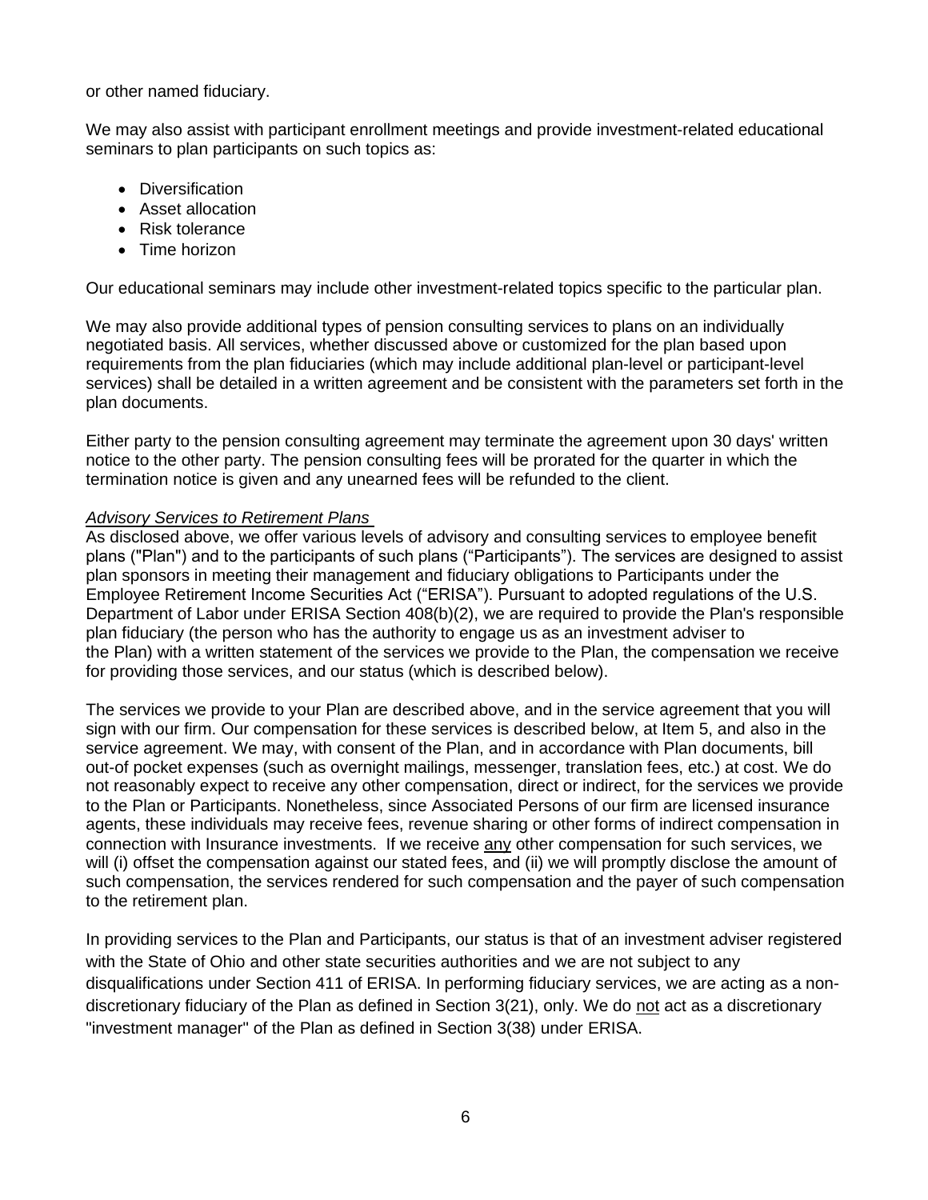or other named fiduciary.

We may also assist with participant enrollment meetings and provide investment-related educational seminars to plan participants on such topics as:

- Diversification
- Asset allocation
- Risk tolerance
- Time horizon

Our educational seminars may include other investment-related topics specific to the particular plan.

We may also provide additional types of pension consulting services to plans on an individually negotiated basis. All services, whether discussed above or customized for the plan based upon requirements from the plan fiduciaries (which may include additional plan-level or participant-level services) shall be detailed in a written agreement and be consistent with the parameters set forth in the plan documents.

Either party to the pension consulting agreement may terminate the agreement upon 30 days' written notice to the other party. The pension consulting fees will be prorated for the quarter in which the termination notice is given and any unearned fees will be refunded to the client.

*Advisory Services to Retirement Plans*

As disclosed above, we offer various levels of advisory and consulting services to employee benefit plans ("Plan") and to the participants of such plans ("Participants"). The services are designed to assist plan sponsors in meeting their management and fiduciary obligations to Participants under the Employee Retirement Income Securities Act ("ERISA"). Pursuant to adopted regulations of the U.S. Department of Labor under ERISA Section 408(b)(2), we are required to provide the Plan's responsible plan fiduciary (the person who has the authority to engage us as an investment adviser to the Plan) with a written statement of the services we provide to the Plan, the compensation we receive for providing those services, and our status (which is described below).

The services we provide to your Plan are described above, and in the service agreement that you will sign with our firm. Our compensation for these services is described below, at Item 5, and also in the service agreement. We may, with consent of the Plan, and in accordance with Plan documents, bill out-of pocket expenses (such as overnight mailings, messenger, translation fees, etc.) at cost. We do not reasonably expect to receive any other compensation, direct or indirect, for the services we provide to the Plan or Participants. Nonetheless, since Associated Persons of our firm are licensed insurance agents, these individuals may receive fees, revenue sharing or other forms of indirect compensation in connection with Insurance investments. If we receive <u>any</u> other compensation for such services, we will (i) offset the compensation against our stated fees, and (ii) we will promptly disclose the amount of such compensation, the services rendered for such compensation and the payer of such compensation to the retirement plan.

In providing services to the Plan and Participants, our status is that of an investment adviser registered with the State of Ohio and other state securities authorities and we are not subject to any disqualifications under Section 411 of ERISA. In performing fiduciary services, we are acting as a non-discretionary fiduciary of the Plan as defined in Section 3(21), only. We do <u>not</u> act as a discretionary "investment manager" of the Plan as defined in Section 3(38) under ERISA.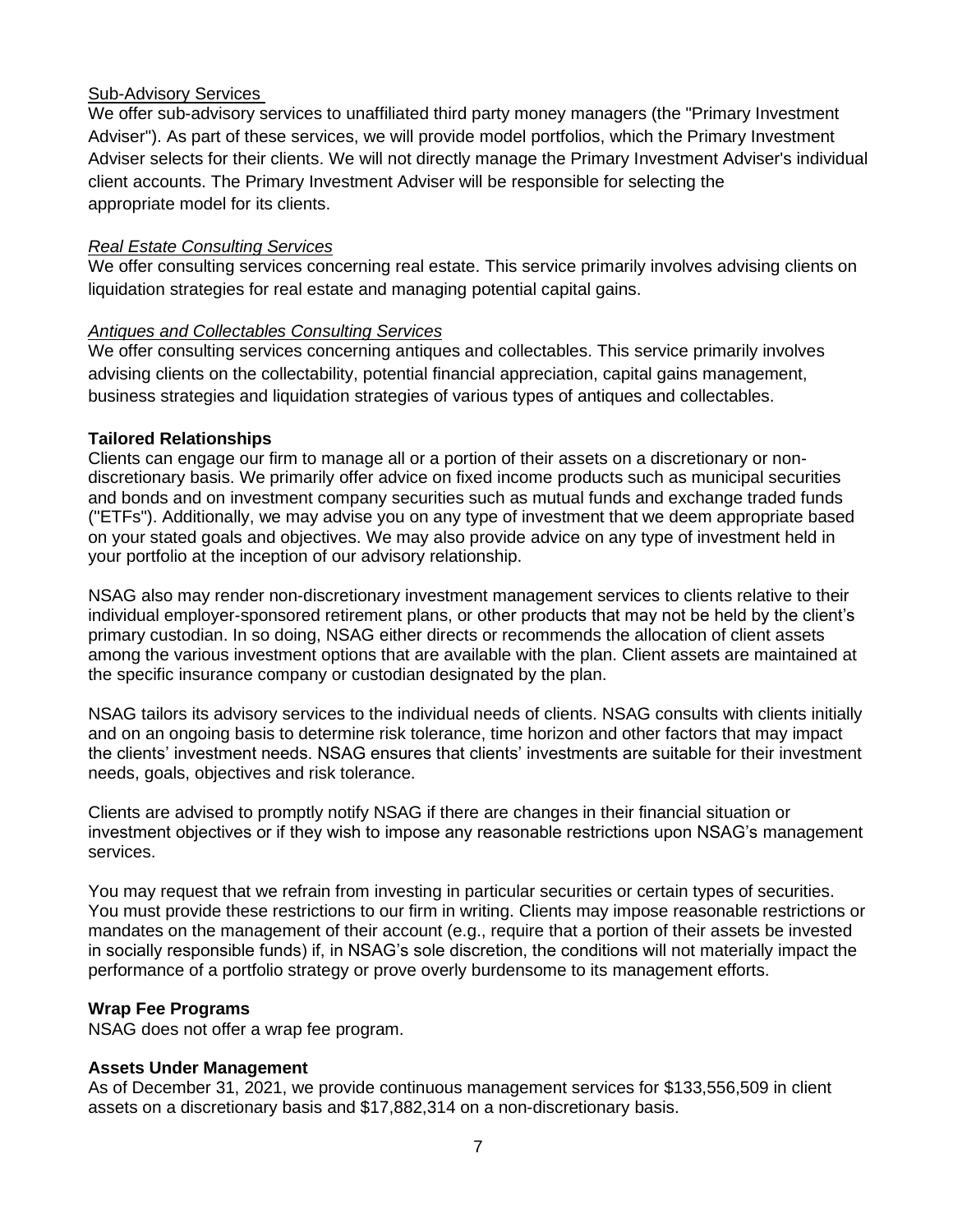<u>Sub-Advisory Services</u>

We offer sub-advisory services to unaffiliated third party money managers (the "Primary Investment Adviser"). As part of these services, we will provide model portfolios, which the Primary Investment Adviser selects for their clients. We will not directly manage the Primary Investment Adviser's individual client accounts. The Primary Investment Adviser will be responsible for selecting the appropriate model for its clients.

*<u>Real Estate Consulting Services</u>*

We offer consulting services concerning real estate. This service primarily involves advising clients on liquidation strategies for real estate and managing potential capital gains.

*<u>Antiques and Collectables Consulting Services</u>*

We offer consulting services concerning antiques and collectables. This service primarily involves advising clients on the collectability, potential financial appreciation, capital gains management, business strategies and liquidation strategies of various types of antiques and collectables.

**Tailored Relationships**

Clients can engage our firm to manage all or a portion of their assets on a discretionary or non-discretionary basis. We primarily offer advice on fixed income products such as municipal securities and bonds and on investment company securities such as mutual funds and exchange traded funds ("ETFs"). Additionally, we may advise you on any type of investment that we deem appropriate based on your stated goals and objectives. We may also provide advice on any type of investment held in your portfolio at the inception of our advisory relationship.

NSAG also may render non-discretionary investment management services to clients relative to their individual employer-sponsored retirement plans, or other products that may not be held by the client's primary custodian. In so doing, NSAG either directs or recommends the allocation of client assets among the various investment options that are available with the plan. Client assets are maintained at the specific insurance company or custodian designated by the plan.

NSAG tailors its advisory services to the individual needs of clients. NSAG consults with clients initially and on an ongoing basis to determine risk tolerance, time horizon and other factors that may impact the clients' investment needs. NSAG ensures that clients' investments are suitable for their investment needs, goals, objectives and risk tolerance.

Clients are advised to promptly notify NSAG if there are changes in their financial situation or investment objectives or if they wish to impose any reasonable restrictions upon NSAG's management services.

You may request that we refrain from investing in particular securities or certain types of securities. You must provide these restrictions to our firm in writing. Clients may impose reasonable restrictions or mandates on the management of their account (e.g., require that a portion of their assets be invested in socially responsible funds) if, in NSAG's sole discretion, the conditions will not materially impact the performance of a portfolio strategy or prove overly burdensome to its management efforts.

**Wrap Fee Programs**

NSAG does not offer a wrap fee program.

**Assets Under Management**

As of December 31, 2021, we provide continuous management services for $133,556,509 in client assets on a discretionary basis and $17,882,314 on a non-discretionary basis.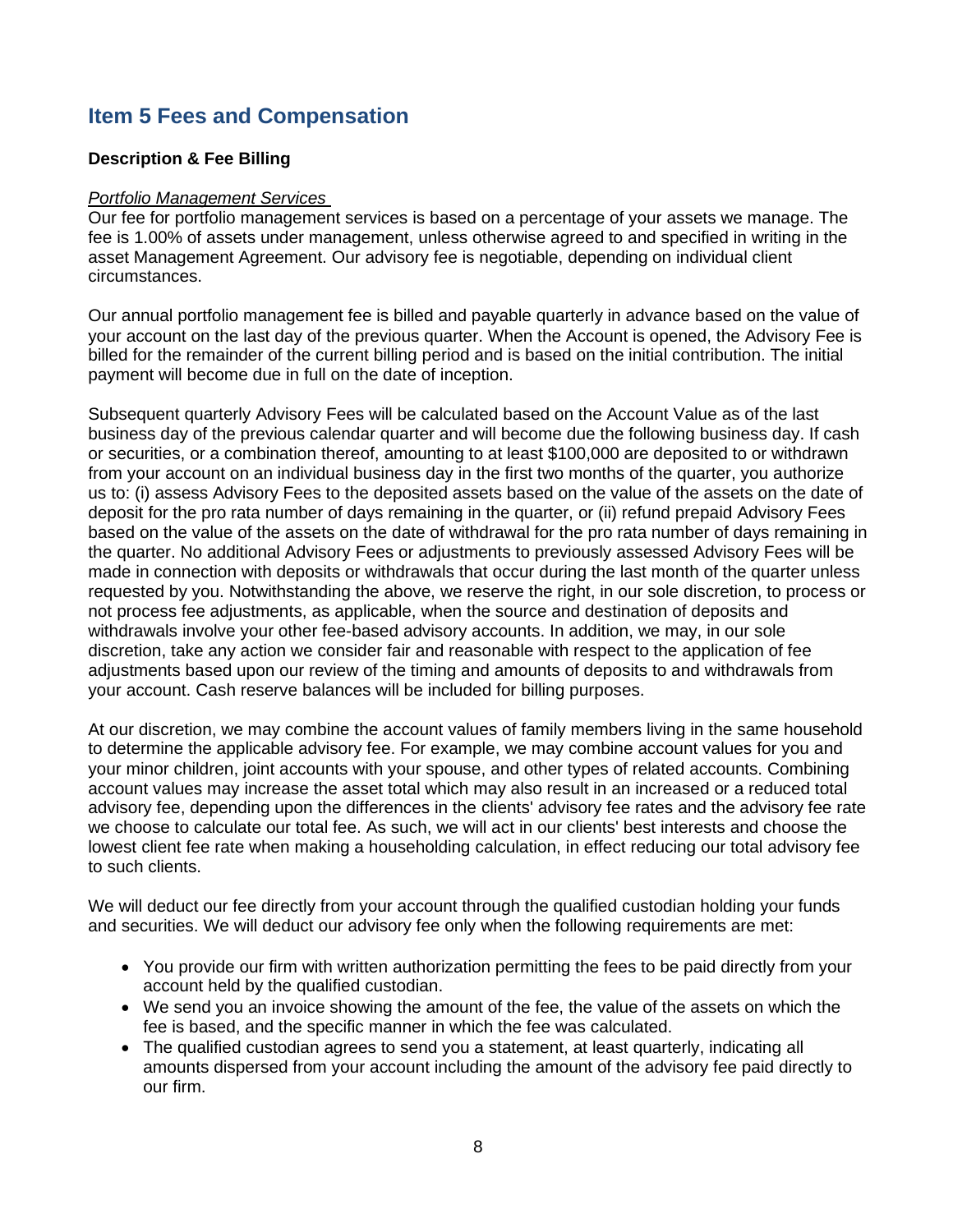## Item 5 Fees and Compensation

**Description & Fee Billing**

*Portfolio Management Services*

Our fee for portfolio management services is based on a percentage of your assets we manage. The fee is 1.00% of assets under management, unless otherwise agreed to and specified in writing in the asset Management Agreement. Our advisory fee is negotiable, depending on individual client circumstances.

Our annual portfolio management fee is billed and payable quarterly in advance based on the value of your account on the last day of the previous quarter. When the Account is opened, the Advisory Fee is billed for the remainder of the current billing period and is based on the initial contribution. The initial payment will become due in full on the date of inception.

Subsequent quarterly Advisory Fees will be calculated based on the Account Value as of the last business day of the previous calendar quarter and will become due the following business day. If cash or securities, or a combination thereof, amounting to at least $100,000 are deposited to or withdrawn from your account on an individual business day in the first two months of the quarter, you authorize us to: (i) assess Advisory Fees to the deposited assets based on the value of the assets on the date of deposit for the pro rata number of days remaining in the quarter, or (ii) refund prepaid Advisory Fees based on the value of the assets on the date of withdrawal for the pro rata number of days remaining in the quarter. No additional Advisory Fees or adjustments to previously assessed Advisory Fees will be made in connection with deposits or withdrawals that occur during the last month of the quarter unless requested by you. Notwithstanding the above, we reserve the right, in our sole discretion, to process or not process fee adjustments, as applicable, when the source and destination of deposits and withdrawals involve your other fee-based advisory accounts. In addition, we may, in our sole discretion, take any action we consider fair and reasonable with respect to the application of fee adjustments based upon our review of the timing and amounts of deposits to and withdrawals from your account. Cash reserve balances will be included for billing purposes.

At our discretion, we may combine the account values of family members living in the same household to determine the applicable advisory fee. For example, we may combine account values for you and your minor children, joint accounts with your spouse, and other types of related accounts. Combining account values may increase the asset total which may also result in an increased or a reduced total advisory fee, depending upon the differences in the clients' advisory fee rates and the advisory fee rate we choose to calculate our total fee. As such, we will act in our clients' best interests and choose the lowest client fee rate when making a householding calculation, in effect reducing our total advisory fee to such clients.

We will deduct our fee directly from your account through the qualified custodian holding your funds and securities. We will deduct our advisory fee only when the following requirements are met:

- You provide our firm with written authorization permitting the fees to be paid directly from your account held by the qualified custodian.
- We send you an invoice showing the amount of the fee, the value of the assets on which the fee is based, and the specific manner in which the fee was calculated.
- The qualified custodian agrees to send you a statement, at least quarterly, indicating all amounts dispersed from your account including the amount of the advisory fee paid directly to our firm.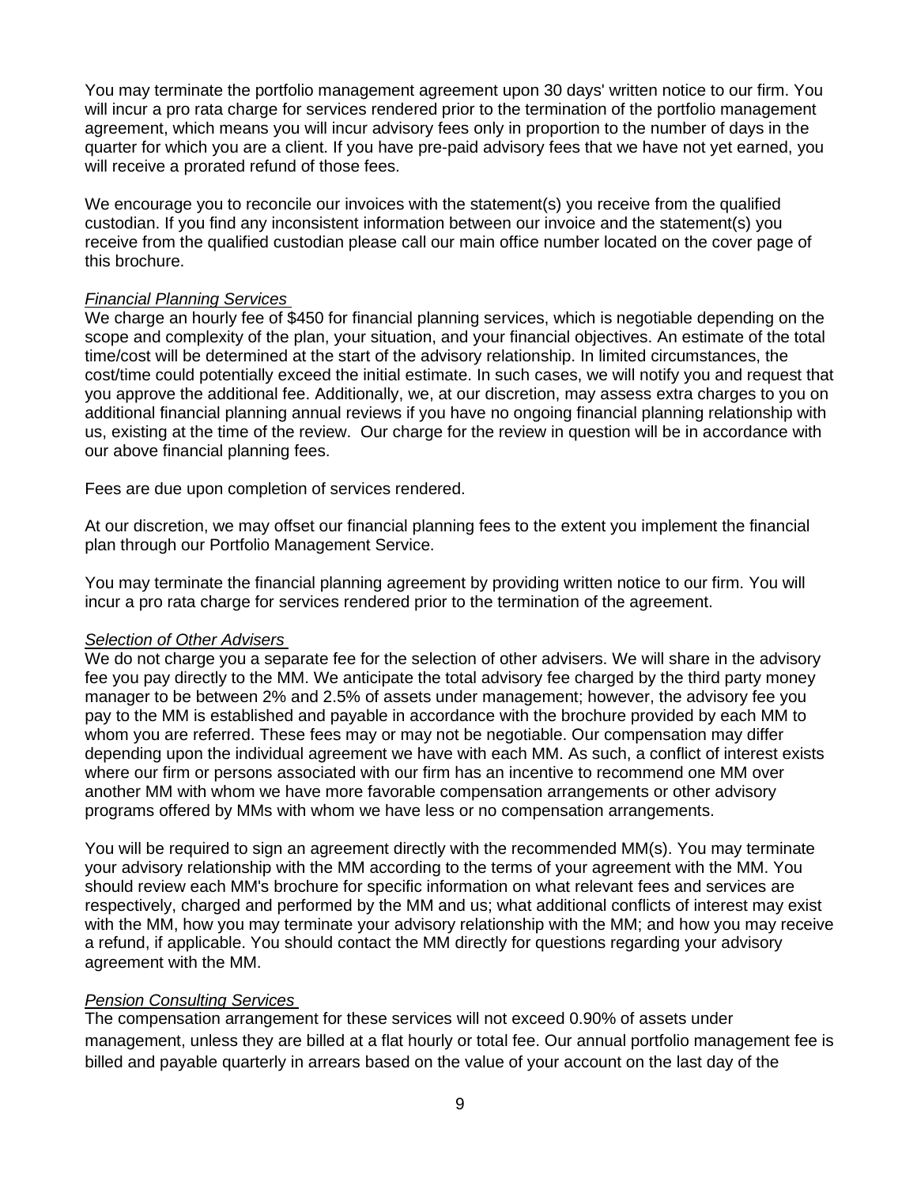You may terminate the portfolio management agreement upon 30 days' written notice to our firm. You will incur a pro rata charge for services rendered prior to the termination of the portfolio management agreement, which means you will incur advisory fees only in proportion to the number of days in the quarter for which you are a client. If you have pre-paid advisory fees that we have not yet earned, you will receive a prorated refund of those fees.

We encourage you to reconcile our invoices with the statement(s) you receive from the qualified custodian. If you find any inconsistent information between our invoice and the statement(s) you receive from the qualified custodian please call our main office number located on the cover page of this brochure.

*Financial Planning Services*

We charge an hourly fee of $450 for financial planning services, which is negotiable depending on the scope and complexity of the plan, your situation, and your financial objectives. An estimate of the total time/cost will be determined at the start of the advisory relationship. In limited circumstances, the cost/time could potentially exceed the initial estimate. In such cases, we will notify you and request that you approve the additional fee. Additionally, we, at our discretion, may assess extra charges to you on additional financial planning annual reviews if you have no ongoing financial planning relationship with us, existing at the time of the review. Our charge for the review in question will be in accordance with our above financial planning fees.

Fees are due upon completion of services rendered.

At our discretion, we may offset our financial planning fees to the extent you implement the financial plan through our Portfolio Management Service.

You may terminate the financial planning agreement by providing written notice to our firm. You will incur a pro rata charge for services rendered prior to the termination of the agreement.

*Selection of Other Advisers*

We do not charge you a separate fee for the selection of other advisers. We will share in the advisory fee you pay directly to the MM. We anticipate the total advisory fee charged by the third party money manager to be between 2% and 2.5% of assets under management; however, the advisory fee you pay to the MM is established and payable in accordance with the brochure provided by each MM to whom you are referred. These fees may or may not be negotiable. Our compensation may differ depending upon the individual agreement we have with each MM. As such, a conflict of interest exists where our firm or persons associated with our firm has an incentive to recommend one MM over another MM with whom we have more favorable compensation arrangements or other advisory programs offered by MMs with whom we have less or no compensation arrangements.

You will be required to sign an agreement directly with the recommended MM(s). You may terminate your advisory relationship with the MM according to the terms of your agreement with the MM. You should review each MM's brochure for specific information on what relevant fees and services are respectively, charged and performed by the MM and us; what additional conflicts of interest may exist with the MM, how you may terminate your advisory relationship with the MM; and how you may receive a refund, if applicable. You should contact the MM directly for questions regarding your advisory agreement with the MM.

*Pension Consulting Services*

The compensation arrangement for these services will not exceed 0.90% of assets under management, unless they are billed at a flat hourly or total fee. Our annual portfolio management fee is billed and payable quarterly in arrears based on the value of your account on the last day of the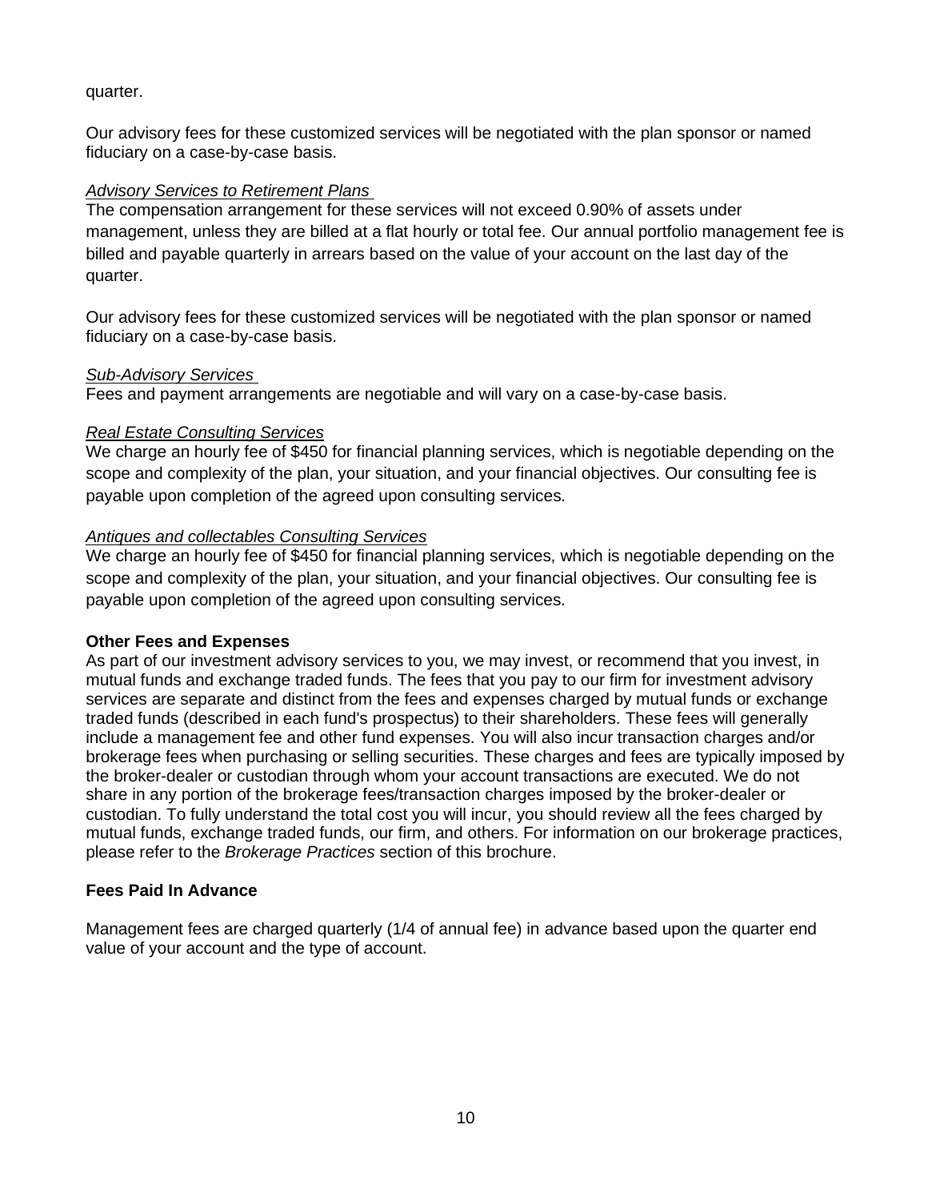quarter.

Our advisory fees for these customized services will be negotiated with the plan sponsor or named fiduciary on a case-by-case basis.

*Advisory Services to Retirement Plans*

The compensation arrangement for these services will not exceed 0.90% of assets under management, unless they are billed at a flat hourly or total fee. Our annual portfolio management fee is billed and payable quarterly in arrears based on the value of your account on the last day of the quarter.

Our advisory fees for these customized services will be negotiated with the plan sponsor or named fiduciary on a case-by-case basis.

*Sub-Advisory Services*

Fees and payment arrangements are negotiable and will vary on a case-by-case basis.

*Real Estate Consulting Services*

We charge an hourly fee of $450 for financial planning services, which is negotiable depending on the scope and complexity of the plan, your situation, and your financial objectives. Our consulting fee is payable upon completion of the agreed upon consulting services.

*Antiques and collectables Consulting Services*

We charge an hourly fee of $450 for financial planning services, which is negotiable depending on the scope and complexity of the plan, your situation, and your financial objectives. Our consulting fee is payable upon completion of the agreed upon consulting services.

**Other Fees and Expenses**

As part of our investment advisory services to you, we may invest, or recommend that you invest, in mutual funds and exchange traded funds. The fees that you pay to our firm for investment advisory services are separate and distinct from the fees and expenses charged by mutual funds or exchange traded funds (described in each fund's prospectus) to their shareholders. These fees will generally include a management fee and other fund expenses. You will also incur transaction charges and/or brokerage fees when purchasing or selling securities. These charges and fees are typically imposed by the broker-dealer or custodian through whom your account transactions are executed. We do not share in any portion of the brokerage fees/transaction charges imposed by the broker-dealer or custodian. To fully understand the total cost you will incur, you should review all the fees charged by mutual funds, exchange traded funds, our firm, and others. For information on our brokerage practices, please refer to the *Brokerage Practices* section of this brochure.

**Fees Paid In Advance**

Management fees are charged quarterly (1/4 of annual fee) in advance based upon the quarter end value of your account and the type of account.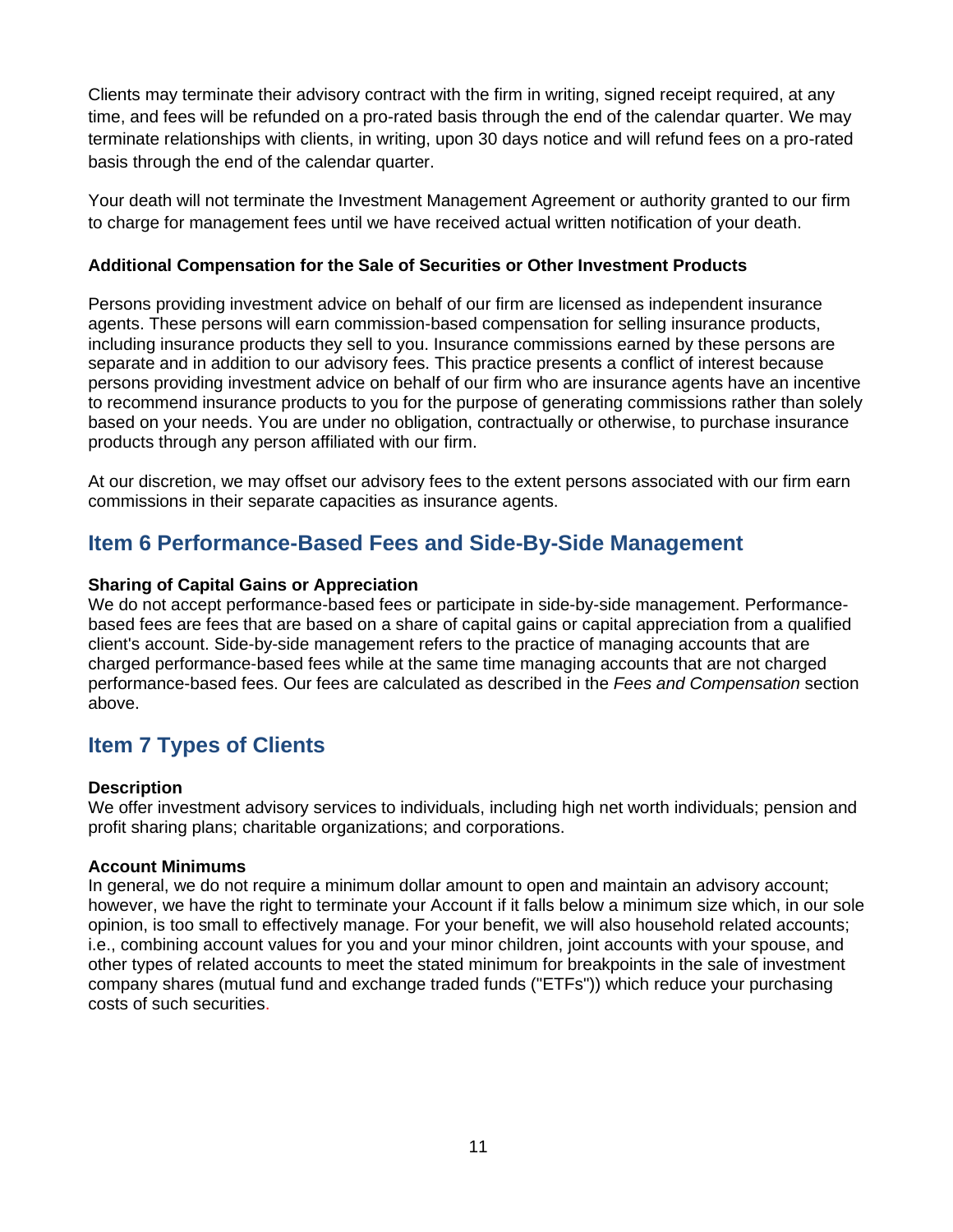Clients may terminate their advisory contract with the firm in writing, signed receipt required, at any time, and fees will be refunded on a pro-rated basis through the end of the calendar quarter. We may terminate relationships with clients, in writing, upon 30 days notice and will refund fees on a pro-rated basis through the end of the calendar quarter.

Your death will not terminate the Investment Management Agreement or authority granted to our firm to charge for management fees until we have received actual written notification of your death.

**Additional Compensation for the Sale of Securities or Other Investment Products**

Persons providing investment advice on behalf of our firm are licensed as independent insurance agents. These persons will earn commission-based compensation for selling insurance products, including insurance products they sell to you. Insurance commissions earned by these persons are separate and in addition to our advisory fees. This practice presents a conflict of interest because persons providing investment advice on behalf of our firm who are insurance agents have an incentive to recommend insurance products to you for the purpose of generating commissions rather than solely based on your needs. You are under no obligation, contractually or otherwise, to purchase insurance products through any person affiliated with our firm.

At our discretion, we may offset our advisory fees to the extent persons associated with our firm earn commissions in their separate capacities as insurance agents.

## Item 6 Performance-Based Fees and Side-By-Side Management

**Sharing of Capital Gains or Appreciation**

We do not accept performance-based fees or participate in side-by-side management. Performance-based fees are fees that are based on a share of capital gains or capital appreciation from a qualified client's account. Side-by-side management refers to the practice of managing accounts that are charged performance-based fees while at the same time managing accounts that are not charged performance-based fees. Our fees are calculated as described in the *Fees and Compensation* section above.

## Item 7 Types of Clients

**Description**

We offer investment advisory services to individuals, including high net worth individuals; pension and profit sharing plans; charitable organizations; and corporations.

**Account Minimums**

In general, we do not require a minimum dollar amount to open and maintain an advisory account; however, we have the right to terminate your Account if it falls below a minimum size which, in our sole opinion, is too small to effectively manage. For your benefit, we will also household related accounts; i.e., combining account values for you and your minor children, joint accounts with your spouse, and other types of related accounts to meet the stated minimum for breakpoints in the sale of investment company shares (mutual fund and exchange traded funds ("ETFs")) which reduce your purchasing costs of such securities.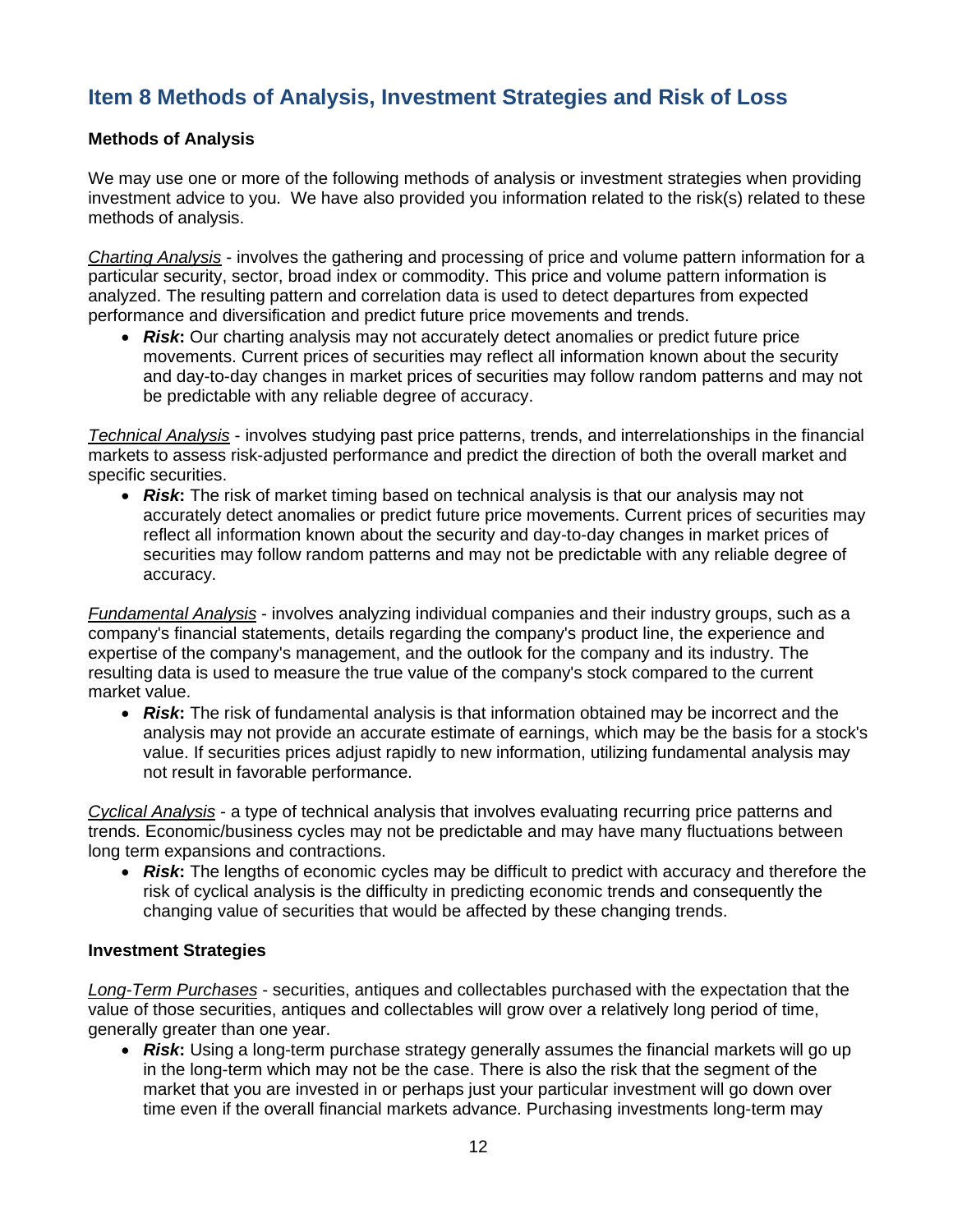## Item 8 Methods of Analysis, Investment Strategies and Risk of Loss

### Methods of Analysis

We may use one or more of the following methods of analysis or investment strategies when providing investment advice to you. We have also provided you information related to the risk(s) related to these methods of analysis.

<u>*Charting Analysis*</u> - involves the gathering and processing of price and volume pattern information for a particular security, sector, broad index or commodity. This price and volume pattern information is analyzed. The resulting pattern and correlation data is used to detect departures from expected performance and diversification and predict future price movements and trends.

- ***Risk*:** Our charting analysis may not accurately detect anomalies or predict future price movements. Current prices of securities may reflect all information known about the security and day-to-day changes in market prices of securities may follow random patterns and may not be predictable with any reliable degree of accuracy.

<u>*Technical Analysis*</u> - involves studying past price patterns, trends, and interrelationships in the financial markets to assess risk-adjusted performance and predict the direction of both the overall market and specific securities.

- ***Risk*:** The risk of market timing based on technical analysis is that our analysis may not accurately detect anomalies or predict future price movements. Current prices of securities may reflect all information known about the security and day-to-day changes in market prices of securities may follow random patterns and may not be predictable with any reliable degree of accuracy.

<u>*Fundamental Analysis*</u> - involves analyzing individual companies and their industry groups, such as a company's financial statements, details regarding the company's product line, the experience and expertise of the company's management, and the outlook for the company and its industry. The resulting data is used to measure the true value of the company's stock compared to the current market value.

- ***Risk*:** The risk of fundamental analysis is that information obtained may be incorrect and the analysis may not provide an accurate estimate of earnings, which may be the basis for a stock's value. If securities prices adjust rapidly to new information, utilizing fundamental analysis may not result in favorable performance.

<u>*Cyclical Analysis*</u> - a type of technical analysis that involves evaluating recurring price patterns and trends. Economic/business cycles may not be predictable and may have many fluctuations between long term expansions and contractions.

- ***Risk*:** The lengths of economic cycles may be difficult to predict with accuracy and therefore the risk of cyclical analysis is the difficulty in predicting economic trends and consequently the changing value of securities that would be affected by these changing trends.

### Investment Strategies

<u>*Long-Term Purchases*</u> - securities, antiques and collectables purchased with the expectation that the value of those securities, antiques and collectables will grow over a relatively long period of time, generally greater than one year.

- ***Risk*:** Using a long-term purchase strategy generally assumes the financial markets will go up in the long-term which may not be the case. There is also the risk that the segment of the market that you are invested in or perhaps just your particular investment will go down over time even if the overall financial markets advance. Purchasing investments long-term may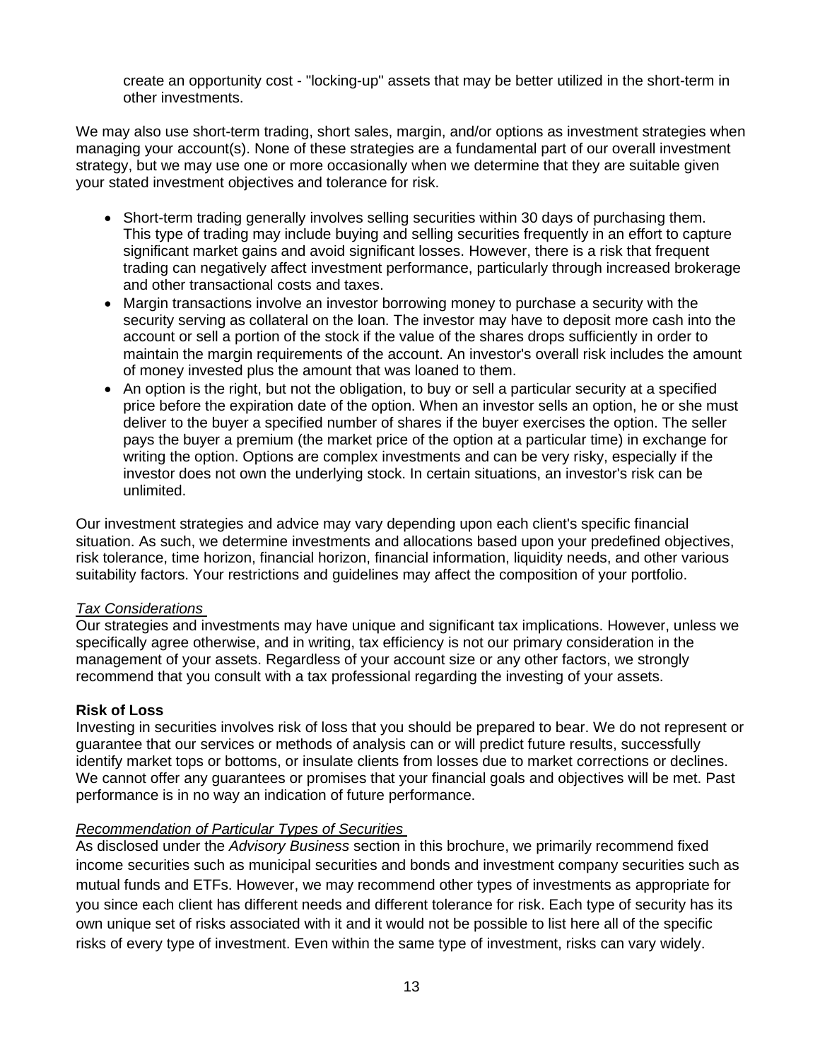create an opportunity cost - "locking-up" assets that may be better utilized in the short-term in other investments.

We may also use short-term trading, short sales, margin, and/or options as investment strategies when managing your account(s). None of these strategies are a fundamental part of our overall investment strategy, but we may use one or more occasionally when we determine that they are suitable given your stated investment objectives and tolerance for risk.

- Short-term trading generally involves selling securities within 30 days of purchasing them. This type of trading may include buying and selling securities frequently in an effort to capture significant market gains and avoid significant losses. However, there is a risk that frequent trading can negatively affect investment performance, particularly through increased brokerage and other transactional costs and taxes.
- Margin transactions involve an investor borrowing money to purchase a security with the security serving as collateral on the loan. The investor may have to deposit more cash into the account or sell a portion of the stock if the value of the shares drops sufficiently in order to maintain the margin requirements of the account. An investor's overall risk includes the amount of money invested plus the amount that was loaned to them.
- An option is the right, but not the obligation, to buy or sell a particular security at a specified price before the expiration date of the option. When an investor sells an option, he or she must deliver to the buyer a specified number of shares if the buyer exercises the option. The seller pays the buyer a premium (the market price of the option at a particular time) in exchange for writing the option. Options are complex investments and can be very risky, especially if the investor does not own the underlying stock. In certain situations, an investor's risk can be unlimited.

Our investment strategies and advice may vary depending upon each client's specific financial situation. As such, we determine investments and allocations based upon your predefined objectives, risk tolerance, time horizon, financial horizon, financial information, liquidity needs, and other various suitability factors. Your restrictions and guidelines may affect the composition of your portfolio.

*Tax Considerations*

Our strategies and investments may have unique and significant tax implications. However, unless we specifically agree otherwise, and in writing, tax efficiency is not our primary consideration in the management of your assets. Regardless of your account size or any other factors, we strongly recommend that you consult with a tax professional regarding the investing of your assets.

**Risk of Loss**

Investing in securities involves risk of loss that you should be prepared to bear. We do not represent or guarantee that our services or methods of analysis can or will predict future results, successfully identify market tops or bottoms, or insulate clients from losses due to market corrections or declines. We cannot offer any guarantees or promises that your financial goals and objectives will be met. Past performance is in no way an indication of future performance.

*Recommendation of Particular Types of Securities*

As disclosed under the *Advisory Business* section in this brochure, we primarily recommend fixed income securities such as municipal securities and bonds and investment company securities such as mutual funds and ETFs. However, we may recommend other types of investments as appropriate for you since each client has different needs and different tolerance for risk. Each type of security has its own unique set of risks associated with it and it would not be possible to list here all of the specific risks of every type of investment. Even within the same type of investment, risks can vary widely.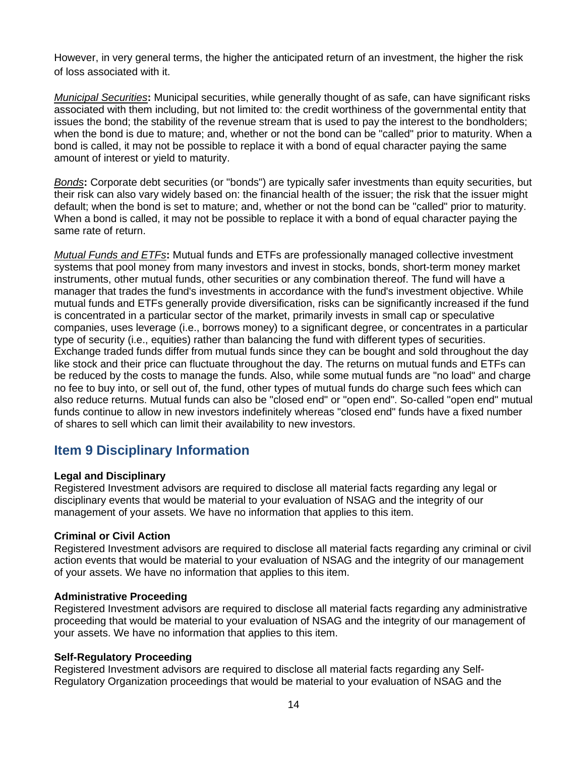However, in very general terms, the higher the anticipated return of an investment, the higher the risk of loss associated with it.

*Municipal Securities*: Municipal securities, while generally thought of as safe, can have significant risks associated with them including, but not limited to: the credit worthiness of the governmental entity that issues the bond; the stability of the revenue stream that is used to pay the interest to the bondholders; when the bond is due to mature; and, whether or not the bond can be "called" prior to maturity. When a bond is called, it may not be possible to replace it with a bond of equal character paying the same amount of interest or yield to maturity.

*Bonds*: Corporate debt securities (or "bonds") are typically safer investments than equity securities, but their risk can also vary widely based on: the financial health of the issuer; the risk that the issuer might default; when the bond is set to mature; and, whether or not the bond can be "called" prior to maturity. When a bond is called, it may not be possible to replace it with a bond of equal character paying the same rate of return.

*Mutual Funds and ETFs*: Mutual funds and ETFs are professionally managed collective investment systems that pool money from many investors and invest in stocks, bonds, short-term money market instruments, other mutual funds, other securities or any combination thereof. The fund will have a manager that trades the fund's investments in accordance with the fund's investment objective. While mutual funds and ETFs generally provide diversification, risks can be significantly increased if the fund is concentrated in a particular sector of the market, primarily invests in small cap or speculative companies, uses leverage (i.e., borrows money) to a significant degree, or concentrates in a particular type of security (i.e., equities) rather than balancing the fund with different types of securities. Exchange traded funds differ from mutual funds since they can be bought and sold throughout the day like stock and their price can fluctuate throughout the day. The returns on mutual funds and ETFs can be reduced by the costs to manage the funds. Also, while some mutual funds are "no load" and charge no fee to buy into, or sell out of, the fund, other types of mutual funds do charge such fees which can also reduce returns. Mutual funds can also be "closed end" or "open end". So-called "open end" mutual funds continue to allow in new investors indefinitely whereas "closed end" funds have a fixed number of shares to sell which can limit their availability to new investors.

## Item 9 Disciplinary Information

**Legal and Disciplinary**
Registered Investment advisors are required to disclose all material facts regarding any legal or disciplinary events that would be material to your evaluation of NSAG and the integrity of our management of your assets. We have no information that applies to this item.

**Criminal or Civil Action**
Registered Investment advisors are required to disclose all material facts regarding any criminal or civil action events that would be material to your evaluation of NSAG and the integrity of our management of your assets. We have no information that applies to this item.

**Administrative Proceeding**
Registered Investment advisors are required to disclose all material facts regarding any administrative proceeding that would be material to your evaluation of NSAG and the integrity of our management of your assets. We have no information that applies to this item.

**Self-Regulatory Proceeding**
Registered Investment advisors are required to disclose all material facts regarding any Self-Regulatory Organization proceedings that would be material to your evaluation of NSAG and the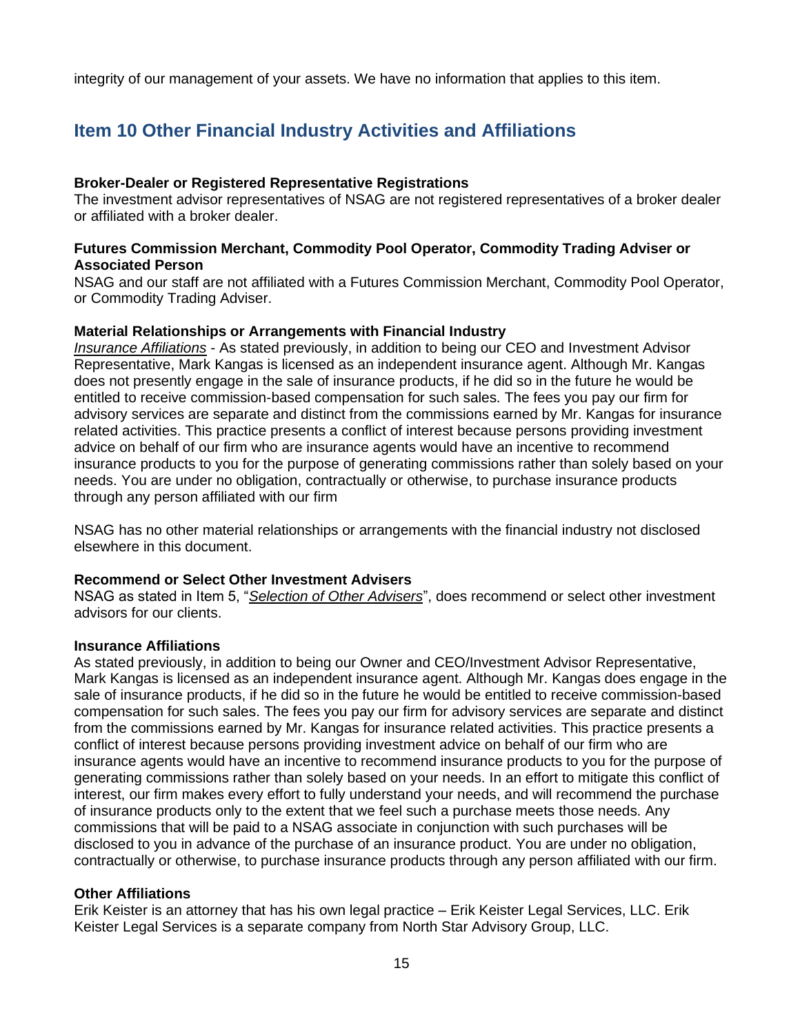integrity of our management of your assets. We have no information that applies to this item.

## Item 10 Other Financial Industry Activities and Affiliations

**Broker-Dealer or Registered Representative Registrations**
The investment advisor representatives of NSAG are not registered representatives of a broker dealer or affiliated with a broker dealer.

**Futures Commission Merchant, Commodity Pool Operator, Commodity Trading Adviser or Associated Person**
NSAG and our staff are not affiliated with a Futures Commission Merchant, Commodity Pool Operator, or Commodity Trading Adviser.

**Material Relationships or Arrangements with Financial Industry**
*Insurance Affiliations* - As stated previously, in addition to being our CEO and Investment Advisor Representative, Mark Kangas is licensed as an independent insurance agent. Although Mr. Kangas does not presently engage in the sale of insurance products, if he did so in the future he would be entitled to receive commission-based compensation for such sales. The fees you pay our firm for advisory services are separate and distinct from the commissions earned by Mr. Kangas for insurance related activities. This practice presents a conflict of interest because persons providing investment advice on behalf of our firm who are insurance agents would have an incentive to recommend insurance products to you for the purpose of generating commissions rather than solely based on your needs. You are under no obligation, contractually or otherwise, to purchase insurance products through any person affiliated with our firm

NSAG has no other material relationships or arrangements with the financial industry not disclosed elsewhere in this document.

**Recommend or Select Other Investment Advisers**
NSAG as stated in Item 5, "*Selection of Other Advisers*", does recommend or select other investment advisors for our clients.

**Insurance Affiliations**
As stated previously, in addition to being our Owner and CEO/Investment Advisor Representative, Mark Kangas is licensed as an independent insurance agent. Although Mr. Kangas does engage in the sale of insurance products, if he did so in the future he would be entitled to receive commission-based compensation for such sales. The fees you pay our firm for advisory services are separate and distinct from the commissions earned by Mr. Kangas for insurance related activities. This practice presents a conflict of interest because persons providing investment advice on behalf of our firm who are insurance agents would have an incentive to recommend insurance products to you for the purpose of generating commissions rather than solely based on your needs. In an effort to mitigate this conflict of interest, our firm makes every effort to fully understand your needs, and will recommend the purchase of insurance products only to the extent that we feel such a purchase meets those needs. Any commissions that will be paid to a NSAG associate in conjunction with such purchases will be disclosed to you in advance of the purchase of an insurance product. You are under no obligation, contractually or otherwise, to purchase insurance products through any person affiliated with our firm.

**Other Affiliations**
Erik Keister is an attorney that has his own legal practice – Erik Keister Legal Services, LLC. Erik Keister Legal Services is a separate company from North Star Advisory Group, LLC.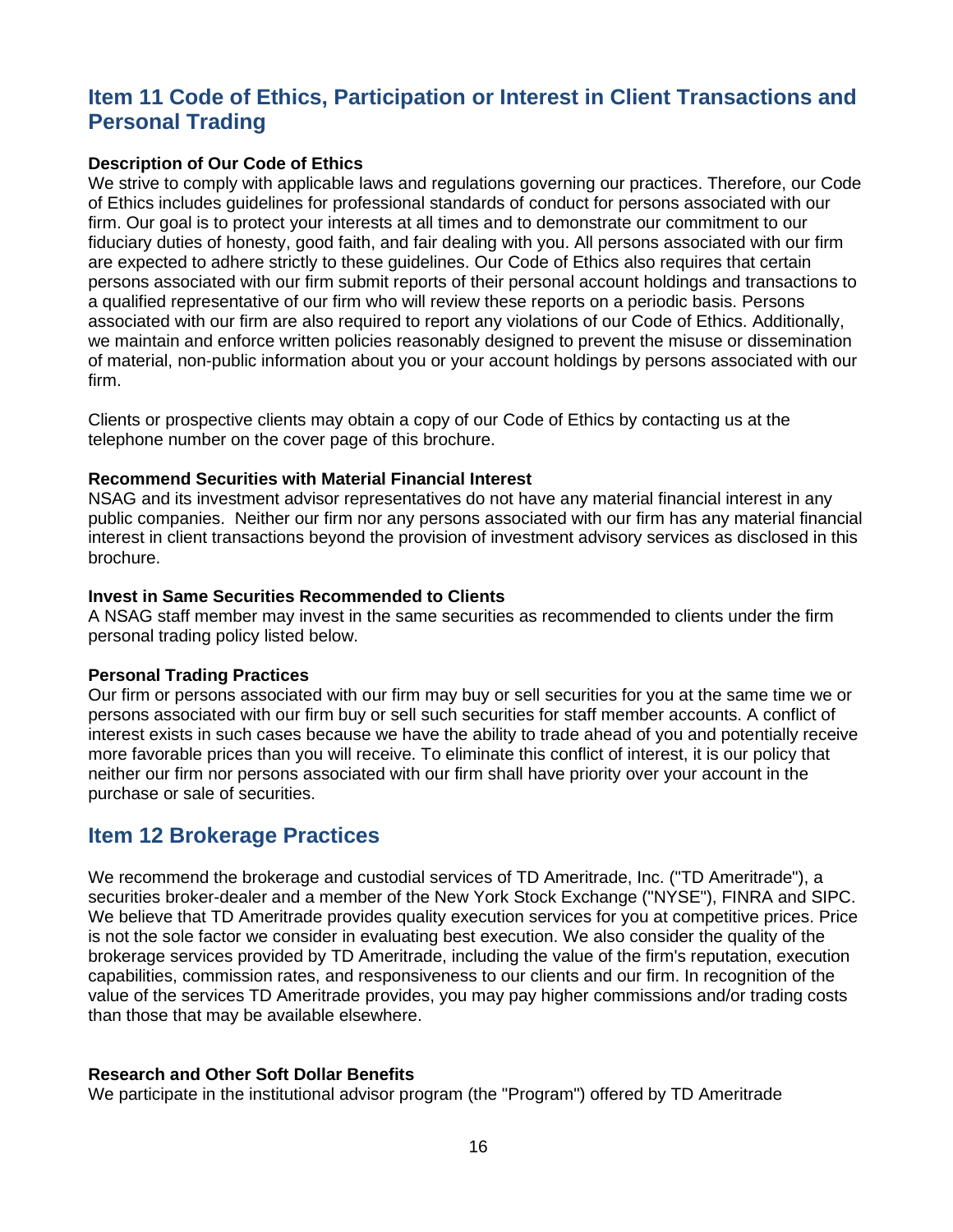## Item 11 Code of Ethics, Participation or Interest in Client Transactions and Personal Trading

**Description of Our Code of Ethics**

We strive to comply with applicable laws and regulations governing our practices. Therefore, our Code of Ethics includes guidelines for professional standards of conduct for persons associated with our firm. Our goal is to protect your interests at all times and to demonstrate our commitment to our fiduciary duties of honesty, good faith, and fair dealing with you. All persons associated with our firm are expected to adhere strictly to these guidelines. Our Code of Ethics also requires that certain persons associated with our firm submit reports of their personal account holdings and transactions to a qualified representative of our firm who will review these reports on a periodic basis. Persons associated with our firm are also required to report any violations of our Code of Ethics. Additionally, we maintain and enforce written policies reasonably designed to prevent the misuse or dissemination of material, non-public information about you or your account holdings by persons associated with our firm.

Clients or prospective clients may obtain a copy of our Code of Ethics by contacting us at the telephone number on the cover page of this brochure.

**Recommend Securities with Material Financial Interest**

NSAG and its investment advisor representatives do not have any material financial interest in any public companies. Neither our firm nor any persons associated with our firm has any material financial interest in client transactions beyond the provision of investment advisory services as disclosed in this brochure.

**Invest in Same Securities Recommended to Clients**

A NSAG staff member may invest in the same securities as recommended to clients under the firm personal trading policy listed below.

**Personal Trading Practices**

Our firm or persons associated with our firm may buy or sell securities for you at the same time we or persons associated with our firm buy or sell such securities for staff member accounts. A conflict of interest exists in such cases because we have the ability to trade ahead of you and potentially receive more favorable prices than you will receive. To eliminate this conflict of interest, it is our policy that neither our firm nor persons associated with our firm shall have priority over your account in the purchase or sale of securities.

## Item 12 Brokerage Practices

We recommend the brokerage and custodial services of TD Ameritrade, Inc. ("TD Ameritrade"), a securities broker-dealer and a member of the New York Stock Exchange ("NYSE"), FINRA and SIPC. We believe that TD Ameritrade provides quality execution services for you at competitive prices. Price is not the sole factor we consider in evaluating best execution. We also consider the quality of the brokerage services provided by TD Ameritrade, including the value of the firm's reputation, execution capabilities, commission rates, and responsiveness to our clients and our firm. In recognition of the value of the services TD Ameritrade provides, you may pay higher commissions and/or trading costs than those that may be available elsewhere.

**Research and Other Soft Dollar Benefits**

We participate in the institutional advisor program (the "Program") offered by TD Ameritrade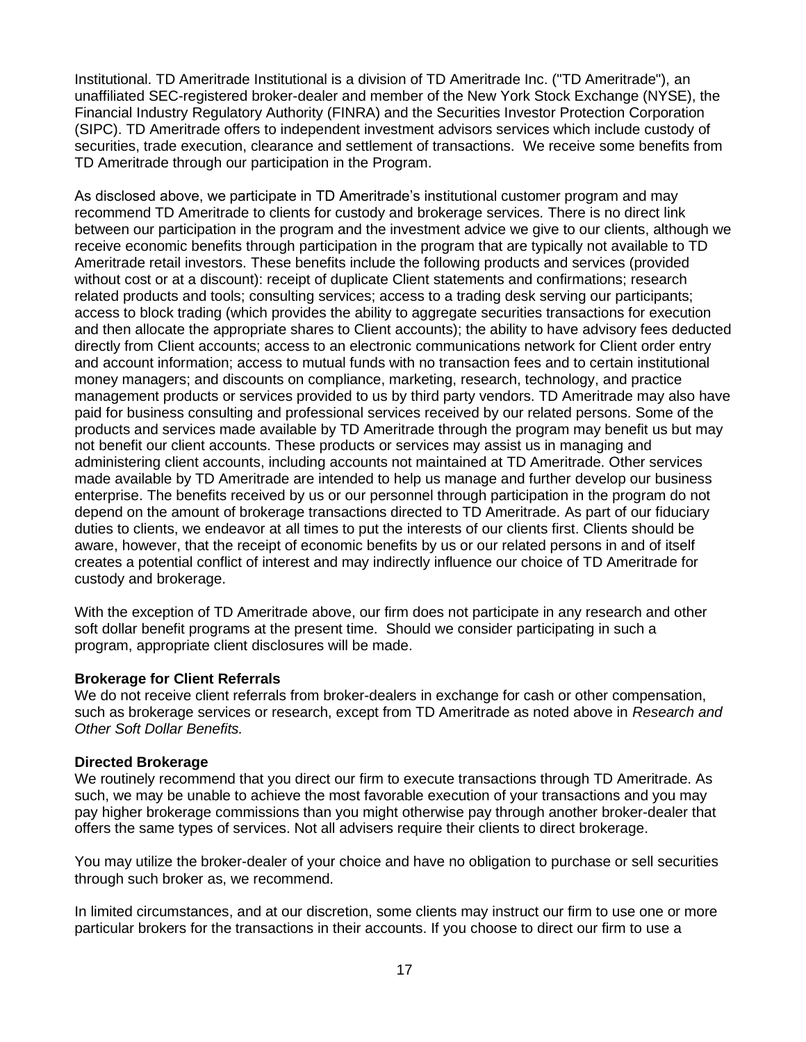Institutional. TD Ameritrade Institutional is a division of TD Ameritrade Inc. ("TD Ameritrade"), an unaffiliated SEC-registered broker-dealer and member of the New York Stock Exchange (NYSE), the Financial Industry Regulatory Authority (FINRA) and the Securities Investor Protection Corporation (SIPC). TD Ameritrade offers to independent investment advisors services which include custody of securities, trade execution, clearance and settlement of transactions. We receive some benefits from TD Ameritrade through our participation in the Program.

As disclosed above, we participate in TD Ameritrade's institutional customer program and may recommend TD Ameritrade to clients for custody and brokerage services. There is no direct link between our participation in the program and the investment advice we give to our clients, although we receive economic benefits through participation in the program that are typically not available to TD Ameritrade retail investors. These benefits include the following products and services (provided without cost or at a discount): receipt of duplicate Client statements and confirmations; research related products and tools; consulting services; access to a trading desk serving our participants; access to block trading (which provides the ability to aggregate securities transactions for execution and then allocate the appropriate shares to Client accounts); the ability to have advisory fees deducted directly from Client accounts; access to an electronic communications network for Client order entry and account information; access to mutual funds with no transaction fees and to certain institutional money managers; and discounts on compliance, marketing, research, technology, and practice management products or services provided to us by third party vendors. TD Ameritrade may also have paid for business consulting and professional services received by our related persons. Some of the products and services made available by TD Ameritrade through the program may benefit us but may not benefit our client accounts. These products or services may assist us in managing and administering client accounts, including accounts not maintained at TD Ameritrade. Other services made available by TD Ameritrade are intended to help us manage and further develop our business enterprise. The benefits received by us or our personnel through participation in the program do not depend on the amount of brokerage transactions directed to TD Ameritrade. As part of our fiduciary duties to clients, we endeavor at all times to put the interests of our clients first. Clients should be aware, however, that the receipt of economic benefits by us or our related persons in and of itself creates a potential conflict of interest and may indirectly influence our choice of TD Ameritrade for custody and brokerage.

With the exception of TD Ameritrade above, our firm does not participate in any research and other soft dollar benefit programs at the present time. Should we consider participating in such a program, appropriate client disclosures will be made.

**Brokerage for Client Referrals**
We do not receive client referrals from broker-dealers in exchange for cash or other compensation, such as brokerage services or research, except from TD Ameritrade as noted above in *Research and Other Soft Dollar Benefits.*

**Directed Brokerage**
We routinely recommend that you direct our firm to execute transactions through TD Ameritrade. As such, we may be unable to achieve the most favorable execution of your transactions and you may pay higher brokerage commissions than you might otherwise pay through another broker-dealer that offers the same types of services. Not all advisers require their clients to direct brokerage.

You may utilize the broker-dealer of your choice and have no obligation to purchase or sell securities through such broker as, we recommend.

In limited circumstances, and at our discretion, some clients may instruct our firm to use one or more particular brokers for the transactions in their accounts. If you choose to direct our firm to use a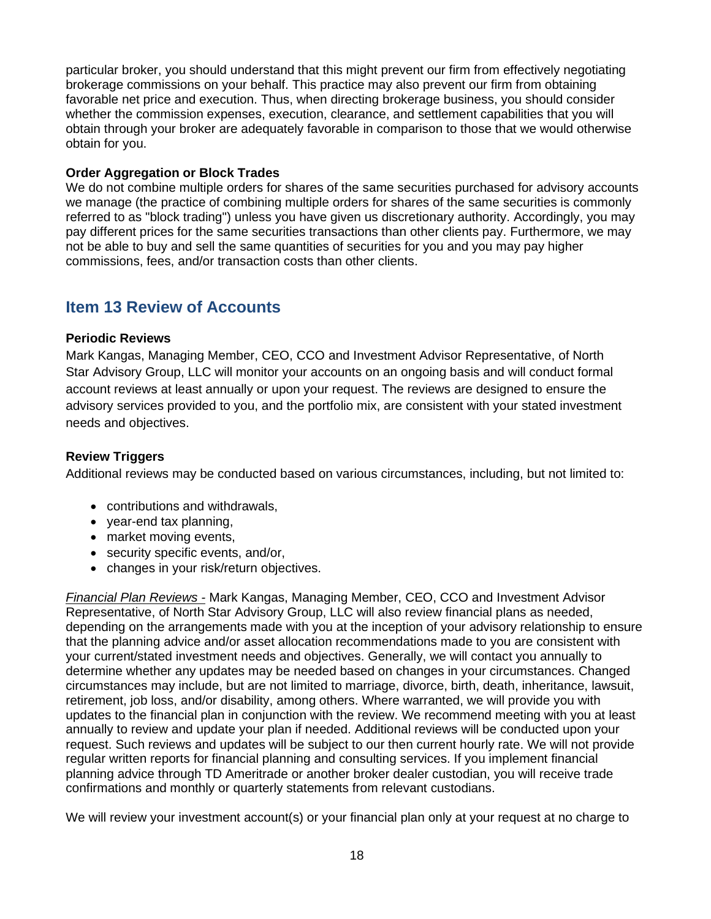particular broker, you should understand that this might prevent our firm from effectively negotiating brokerage commissions on your behalf. This practice may also prevent our firm from obtaining favorable net price and execution. Thus, when directing brokerage business, you should consider whether the commission expenses, execution, clearance, and settlement capabilities that you will obtain through your broker are adequately favorable in comparison to those that we would otherwise obtain for you.

**Order Aggregation or Block Trades**

We do not combine multiple orders for shares of the same securities purchased for advisory accounts we manage (the practice of combining multiple orders for shares of the same securities is commonly referred to as "block trading") unless you have given us discretionary authority. Accordingly, you may pay different prices for the same securities transactions than other clients pay. Furthermore, we may not be able to buy and sell the same quantities of securities for you and you may pay higher commissions, fees, and/or transaction costs than other clients.

## Item 13 Review of Accounts

**Periodic Reviews**

Mark Kangas, Managing Member, CEO, CCO and Investment Advisor Representative, of North Star Advisory Group, LLC will monitor your accounts on an ongoing basis and will conduct formal account reviews at least annually or upon your request. The reviews are designed to ensure the advisory services provided to you, and the portfolio mix, are consistent with your stated investment needs and objectives.

**Review Triggers**

Additional reviews may be conducted based on various circumstances, including, but not limited to:

- contributions and withdrawals,
- year-end tax planning,
- market moving events,
- security specific events, and/or,
- changes in your risk/return objectives.

*Financial Plan Reviews -* Mark Kangas, Managing Member, CEO, CCO and Investment Advisor Representative, of North Star Advisory Group, LLC will also review financial plans as needed, depending on the arrangements made with you at the inception of your advisory relationship to ensure that the planning advice and/or asset allocation recommendations made to you are consistent with your current/stated investment needs and objectives. Generally, we will contact you annually to determine whether any updates may be needed based on changes in your circumstances. Changed circumstances may include, but are not limited to marriage, divorce, birth, death, inheritance, lawsuit, retirement, job loss, and/or disability, among others. Where warranted, we will provide you with updates to the financial plan in conjunction with the review. We recommend meeting with you at least annually to review and update your plan if needed. Additional reviews will be conducted upon your request. Such reviews and updates will be subject to our then current hourly rate. We will not provide regular written reports for financial planning and consulting services. If you implement financial planning advice through TD Ameritrade or another broker dealer custodian, you will receive trade confirmations and monthly or quarterly statements from relevant custodians.

We will review your investment account(s) or your financial plan only at your request at no charge to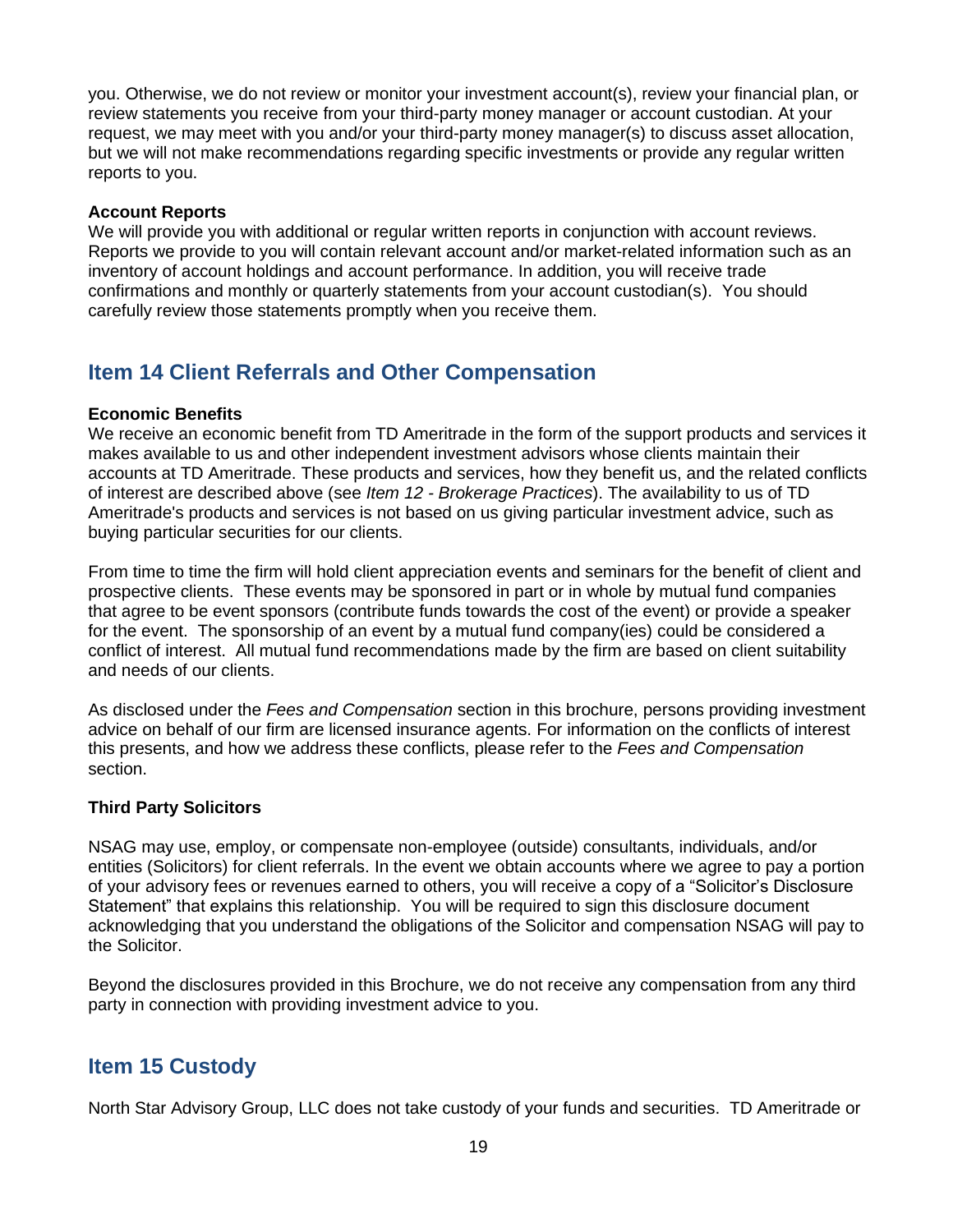you. Otherwise, we do not review or monitor your investment account(s), review your financial plan, or review statements you receive from your third-party money manager or account custodian. At your request, we may meet with you and/or your third-party money manager(s) to discuss asset allocation, but we will not make recommendations regarding specific investments or provide any regular written reports to you.

**Account Reports**

We will provide you with additional or regular written reports in conjunction with account reviews. Reports we provide to you will contain relevant account and/or market-related information such as an inventory of account holdings and account performance. In addition, you will receive trade confirmations and monthly or quarterly statements from your account custodian(s). You should carefully review those statements promptly when you receive them.

## Item 14 Client Referrals and Other Compensation

**Economic Benefits**

We receive an economic benefit from TD Ameritrade in the form of the support products and services it makes available to us and other independent investment advisors whose clients maintain their accounts at TD Ameritrade. These products and services, how they benefit us, and the related conflicts of interest are described above (see *Item 12 - Brokerage Practices*). The availability to us of TD Ameritrade's products and services is not based on us giving particular investment advice, such as buying particular securities for our clients.

From time to time the firm will hold client appreciation events and seminars for the benefit of client and prospective clients. These events may be sponsored in part or in whole by mutual fund companies that agree to be event sponsors (contribute funds towards the cost of the event) or provide a speaker for the event. The sponsorship of an event by a mutual fund company(ies) could be considered a conflict of interest. All mutual fund recommendations made by the firm are based on client suitability and needs of our clients.

As disclosed under the *Fees and Compensation* section in this brochure, persons providing investment advice on behalf of our firm are licensed insurance agents. For information on the conflicts of interest this presents, and how we address these conflicts, please refer to the *Fees and Compensation* section.

**Third Party Solicitors**

NSAG may use, employ, or compensate non-employee (outside) consultants, individuals, and/or entities (Solicitors) for client referrals. In the event we obtain accounts where we agree to pay a portion of your advisory fees or revenues earned to others, you will receive a copy of a "Solicitor's Disclosure Statement" that explains this relationship. You will be required to sign this disclosure document acknowledging that you understand the obligations of the Solicitor and compensation NSAG will pay to the Solicitor.

Beyond the disclosures provided in this Brochure, we do not receive any compensation from any third party in connection with providing investment advice to you.

## Item 15 Custody

North Star Advisory Group, LLC does not take custody of your funds and securities. TD Ameritrade or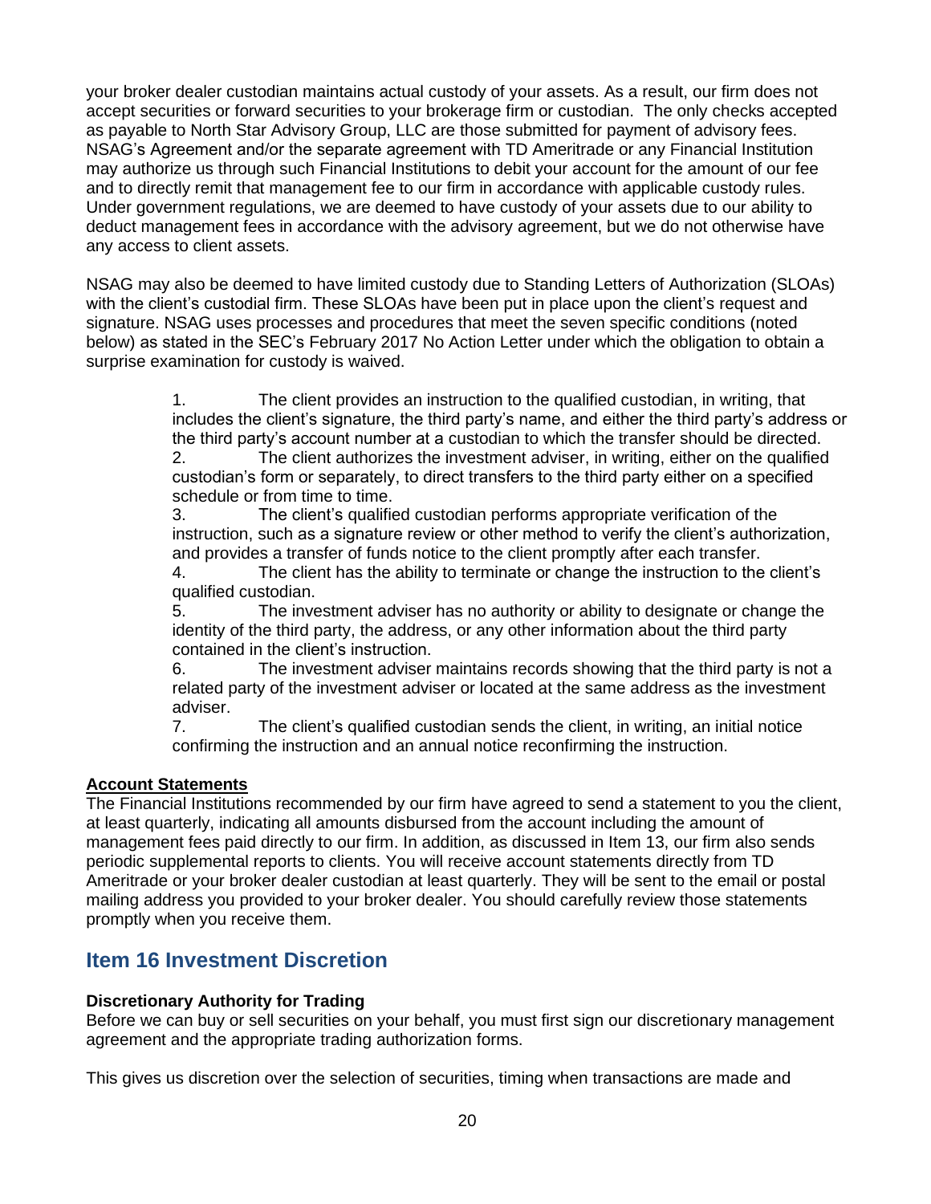your broker dealer custodian maintains actual custody of your assets. As a result, our firm does not accept securities or forward securities to your brokerage firm or custodian. The only checks accepted as payable to North Star Advisory Group, LLC are those submitted for payment of advisory fees. NSAG's Agreement and/or the separate agreement with TD Ameritrade or any Financial Institution may authorize us through such Financial Institutions to debit your account for the amount of our fee and to directly remit that management fee to our firm in accordance with applicable custody rules. Under government regulations, we are deemed to have custody of your assets due to our ability to deduct management fees in accordance with the advisory agreement, but we do not otherwise have any access to client assets.

NSAG may also be deemed to have limited custody due to Standing Letters of Authorization (SLOAs) with the client's custodial firm. These SLOAs have been put in place upon the client's request and signature. NSAG uses processes and procedures that meet the seven specific conditions (noted below) as stated in the SEC's February 2017 No Action Letter under which the obligation to obtain a surprise examination for custody is waived.

1. The client provides an instruction to the qualified custodian, in writing, that includes the client's signature, the third party's name, and either the third party's address or the third party's account number at a custodian to which the transfer should be directed.
2. The client authorizes the investment adviser, in writing, either on the qualified custodian's form or separately, to direct transfers to the third party either on a specified schedule or from time to time.
3. The client's qualified custodian performs appropriate verification of the instruction, such as a signature review or other method to verify the client's authorization, and provides a transfer of funds notice to the client promptly after each transfer.
4. The client has the ability to terminate or change the instruction to the client's qualified custodian.
5. The investment adviser has no authority or ability to designate or change the identity of the third party, the address, or any other information about the third party contained in the client's instruction.
6. The investment adviser maintains records showing that the third party is not a related party of the investment adviser or located at the same address as the investment adviser.
7. The client's qualified custodian sends the client, in writing, an initial notice confirming the instruction and an annual notice reconfirming the instruction.

**Account Statements**

The Financial Institutions recommended by our firm have agreed to send a statement to you the client, at least quarterly, indicating all amounts disbursed from the account including the amount of management fees paid directly to our firm. In addition, as discussed in Item 13, our firm also sends periodic supplemental reports to clients. You will receive account statements directly from TD Ameritrade or your broker dealer custodian at least quarterly. They will be sent to the email or postal mailing address you provided to your broker dealer. You should carefully review those statements promptly when you receive them.

## Item 16 Investment Discretion

**Discretionary Authority for Trading**

Before we can buy or sell securities on your behalf, you must first sign our discretionary management agreement and the appropriate trading authorization forms.

This gives us discretion over the selection of securities, timing when transactions are made and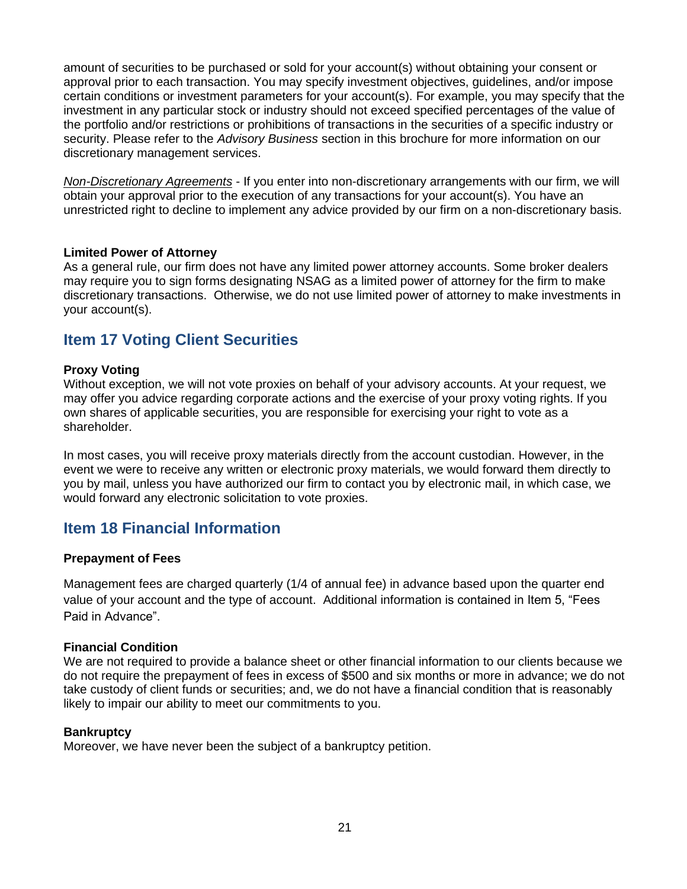amount of securities to be purchased or sold for your account(s) without obtaining your consent or approval prior to each transaction. You may specify investment objectives, guidelines, and/or impose certain conditions or investment parameters for your account(s). For example, you may specify that the investment in any particular stock or industry should not exceed specified percentages of the value of the portfolio and/or restrictions or prohibitions of transactions in the securities of a specific industry or security. Please refer to the *Advisory Business* section in this brochure for more information on our discretionary management services.

*Non-Discretionary Agreements* - If you enter into non-discretionary arrangements with our firm, we will obtain your approval prior to the execution of any transactions for your account(s). You have an unrestricted right to decline to implement any advice provided by our firm on a non-discretionary basis.

**Limited Power of Attorney**
As a general rule, our firm does not have any limited power attorney accounts. Some broker dealers may require you to sign forms designating NSAG as a limited power of attorney for the firm to make discretionary transactions. Otherwise, we do not use limited power of attorney to make investments in your account(s).

## Item 17 Voting Client Securities

**Proxy Voting**
Without exception, we will not vote proxies on behalf of your advisory accounts. At your request, we may offer you advice regarding corporate actions and the exercise of your proxy voting rights. If you own shares of applicable securities, you are responsible for exercising your right to vote as a shareholder.

In most cases, you will receive proxy materials directly from the account custodian. However, in the event we were to receive any written or electronic proxy materials, we would forward them directly to you by mail, unless you have authorized our firm to contact you by electronic mail, in which case, we would forward any electronic solicitation to vote proxies.

## Item 18 Financial Information

**Prepayment of Fees**

Management fees are charged quarterly (1/4 of annual fee) in advance based upon the quarter end value of your account and the type of account. Additional information is contained in Item 5, "Fees Paid in Advance".

**Financial Condition**
We are not required to provide a balance sheet or other financial information to our clients because we do not require the prepayment of fees in excess of $500 and six months or more in advance; we do not take custody of client funds or securities; and, we do not have a financial condition that is reasonably likely to impair our ability to meet our commitments to you.

**Bankruptcy**
Moreover, we have never been the subject of a bankruptcy petition.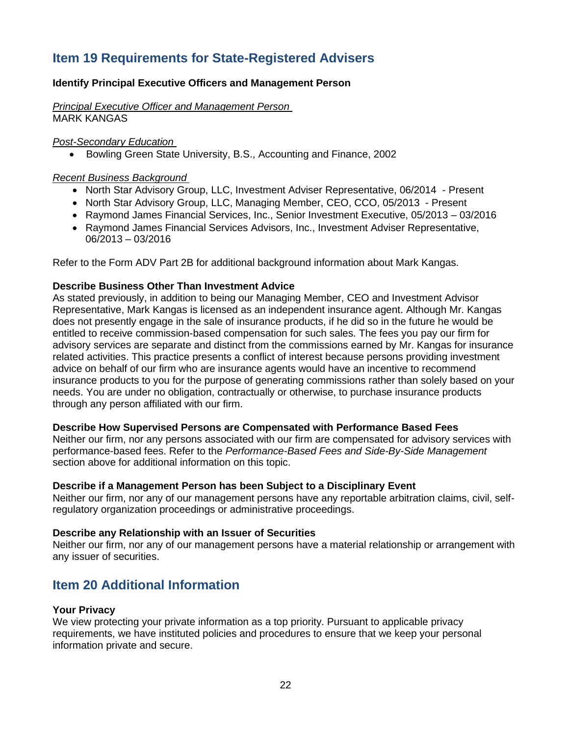## Item 19 Requirements for State-Registered Advisers

**Identify Principal Executive Officers and Management Person**

*Principal Executive Officer and Management Person*
MARK KANGAS

*Post-Secondary Education*

- Bowling Green State University, B.S., Accounting and Finance, 2002

*Recent Business Background*

- North Star Advisory Group, LLC, Investment Adviser Representative, 06/2014 - Present
- North Star Advisory Group, LLC, Managing Member, CEO, CCO, 05/2013 - Present
- Raymond James Financial Services, Inc., Senior Investment Executive, 05/2013 – 03/2016
- Raymond James Financial Services Advisors, Inc., Investment Adviser Representative, 06/2013 – 03/2016

Refer to the Form ADV Part 2B for additional background information about Mark Kangas.

**Describe Business Other Than Investment Advice**
As stated previously, in addition to being our Managing Member, CEO and Investment Advisor Representative, Mark Kangas is licensed as an independent insurance agent. Although Mr. Kangas does not presently engage in the sale of insurance products, if he did so in the future he would be entitled to receive commission-based compensation for such sales. The fees you pay our firm for advisory services are separate and distinct from the commissions earned by Mr. Kangas for insurance related activities. This practice presents a conflict of interest because persons providing investment advice on behalf of our firm who are insurance agents would have an incentive to recommend insurance products to you for the purpose of generating commissions rather than solely based on your needs. You are under no obligation, contractually or otherwise, to purchase insurance products through any person affiliated with our firm.

**Describe How Supervised Persons are Compensated with Performance Based Fees**
Neither our firm, nor any persons associated with our firm are compensated for advisory services with performance-based fees. Refer to the *Performance-Based Fees and Side-By-Side Management* section above for additional information on this topic.

**Describe if a Management Person has been Subject to a Disciplinary Event**
Neither our firm, nor any of our management persons have any reportable arbitration claims, civil, self-regulatory organization proceedings or administrative proceedings.

**Describe any Relationship with an Issuer of Securities**
Neither our firm, nor any of our management persons have a material relationship or arrangement with any issuer of securities.

## Item 20 Additional Information

**Your Privacy**
We view protecting your private information as a top priority. Pursuant to applicable privacy requirements, we have instituted policies and procedures to ensure that we keep your personal information private and secure.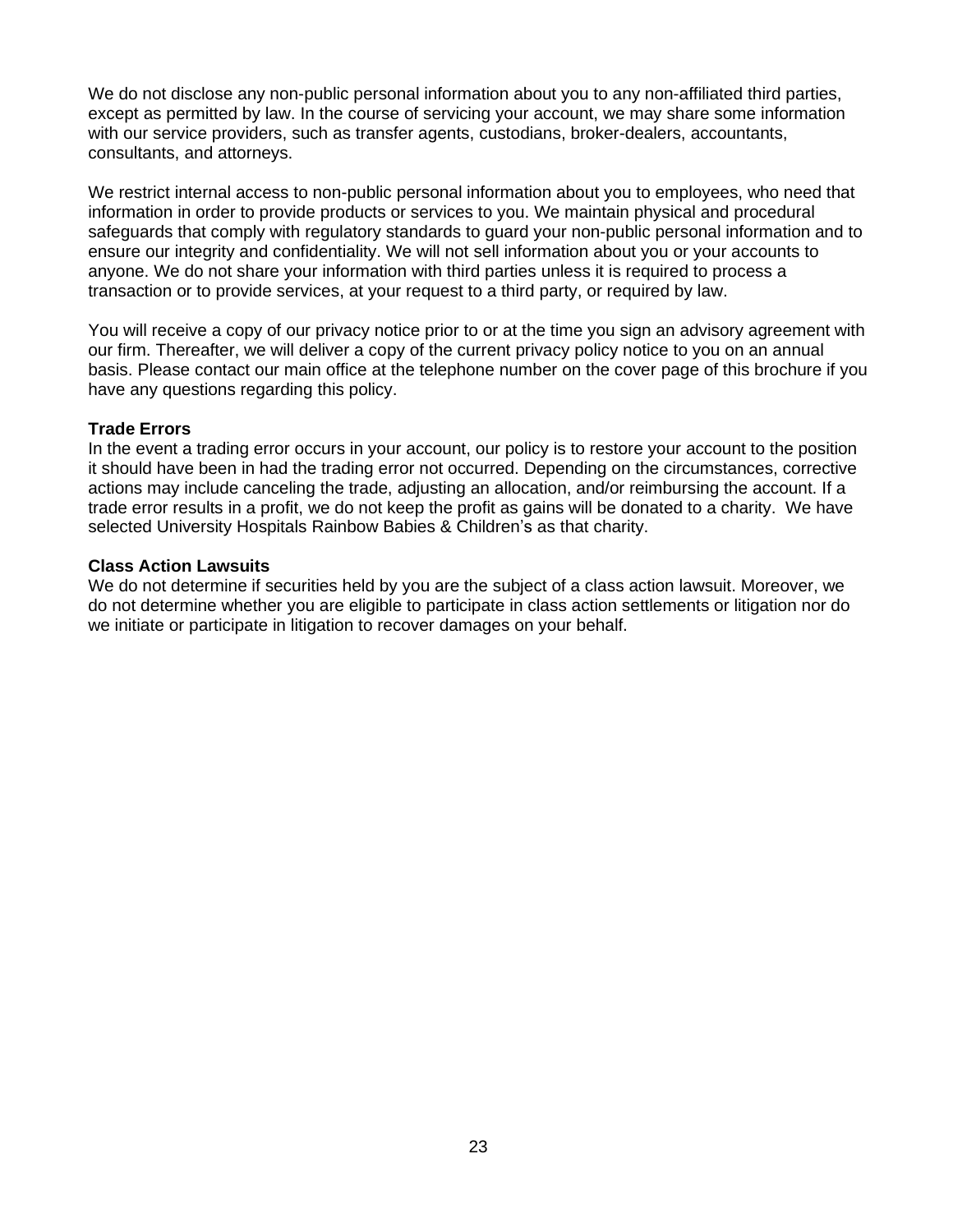We do not disclose any non-public personal information about you to any non-affiliated third parties, except as permitted by law. In the course of servicing your account, we may share some information with our service providers, such as transfer agents, custodians, broker-dealers, accountants, consultants, and attorneys.

We restrict internal access to non-public personal information about you to employees, who need that information in order to provide products or services to you. We maintain physical and procedural safeguards that comply with regulatory standards to guard your non-public personal information and to ensure our integrity and confidentiality. We will not sell information about you or your accounts to anyone. We do not share your information with third parties unless it is required to process a transaction or to provide services, at your request to a third party, or required by law.

You will receive a copy of our privacy notice prior to or at the time you sign an advisory agreement with our firm. Thereafter, we will deliver a copy of the current privacy policy notice to you on an annual basis. Please contact our main office at the telephone number on the cover page of this brochure if you have any questions regarding this policy.

**Trade Errors**

In the event a trading error occurs in your account, our policy is to restore your account to the position it should have been in had the trading error not occurred. Depending on the circumstances, corrective actions may include canceling the trade, adjusting an allocation, and/or reimbursing the account. If a trade error results in a profit, we do not keep the profit as gains will be donated to a charity. We have selected University Hospitals Rainbow Babies & Children's as that charity.

**Class Action Lawsuits**

We do not determine if securities held by you are the subject of a class action lawsuit. Moreover, we do not determine whether you are eligible to participate in class action settlements or litigation nor do we initiate or participate in litigation to recover damages on your behalf.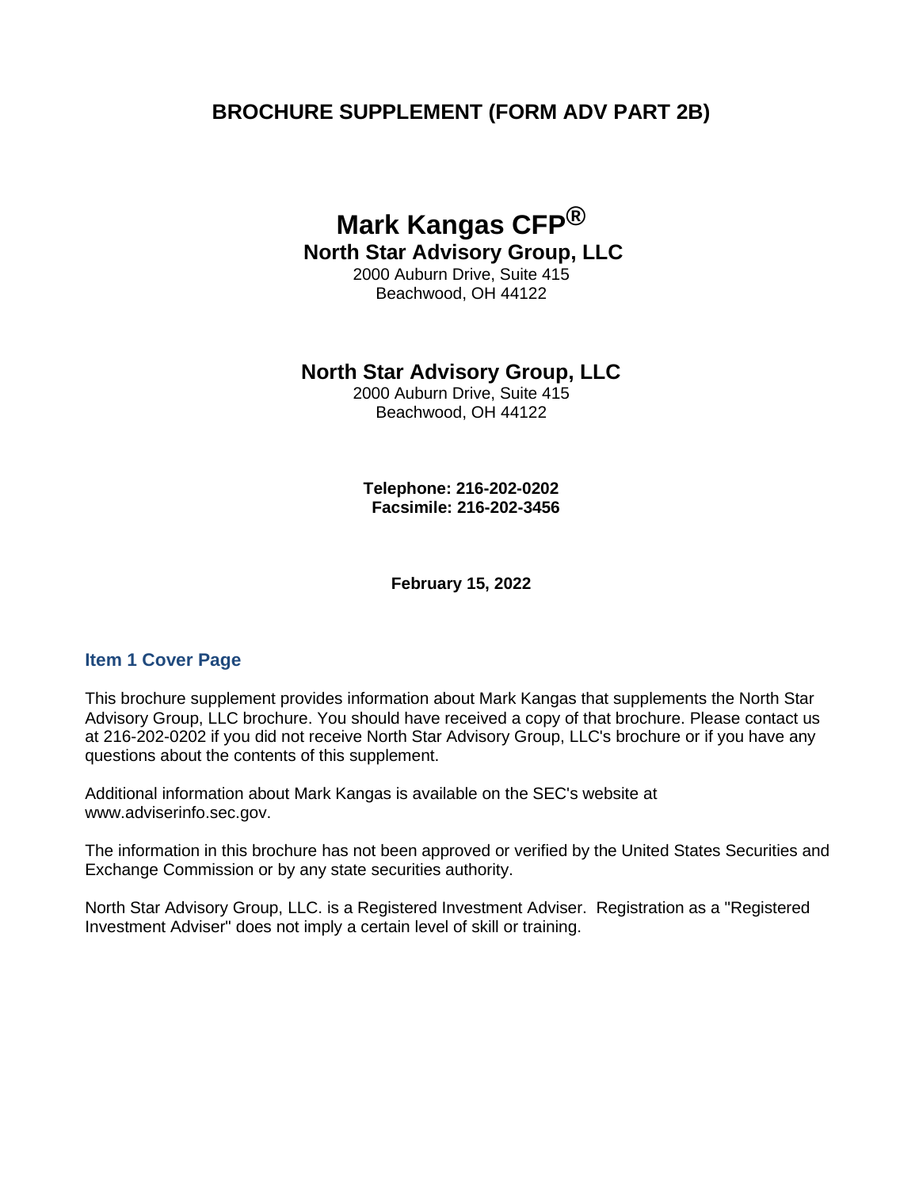# BROCHURE SUPPLEMENT (FORM ADV PART 2B)

## Mark Kangas CFP®

**North Star Advisory Group, LLC**

2000 Auburn Drive, Suite 415
Beachwood, OH 44122

**North Star Advisory Group, LLC**

2000 Auburn Drive, Suite 415
Beachwood, OH 44122

**Telephone: 216-202-0202**
**Facsimile: 216-202-3456**

**February 15, 2022**

## Item 1 Cover Page

This brochure supplement provides information about Mark Kangas that supplements the North Star Advisory Group, LLC brochure. You should have received a copy of that brochure. Please contact us at 216-202-0202 if you did not receive North Star Advisory Group, LLC's brochure or if you have any questions about the contents of this supplement.

Additional information about Mark Kangas is available on the SEC's website at www.adviserinfo.sec.gov.

The information in this brochure has not been approved or verified by the United States Securities and Exchange Commission or by any state securities authority.

North Star Advisory Group, LLC. is a Registered Investment Adviser. Registration as a "Registered Investment Adviser" does not imply a certain level of skill or training.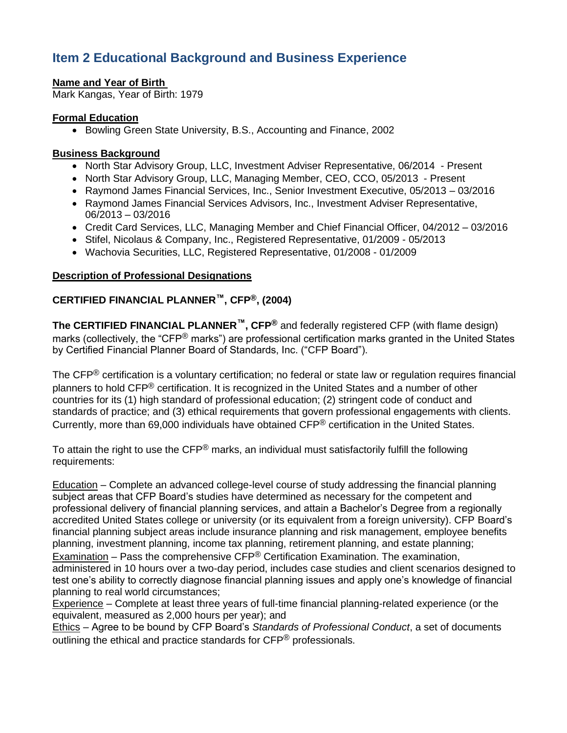## Item 2 Educational Background and Business Experience

**Name and Year of Birth**
Mark Kangas, Year of Birth: 1979

**Formal Education**

- Bowling Green State University, B.S., Accounting and Finance, 2002

**Business Background**

- North Star Advisory Group, LLC, Investment Adviser Representative, 06/2014 - Present
- North Star Advisory Group, LLC, Managing Member, CEO, CCO, 05/2013 - Present
- Raymond James Financial Services, Inc., Senior Investment Executive, 05/2013 – 03/2016
- Raymond James Financial Services Advisors, Inc., Investment Adviser Representative, 06/2013 – 03/2016
- Credit Card Services, LLC, Managing Member and Chief Financial Officer, 04/2012 – 03/2016
- Stifel, Nicolaus & Company, Inc., Registered Representative, 01/2009 - 05/2013
- Wachovia Securities, LLC, Registered Representative, 01/2008 - 01/2009

**Description of Professional Designations**

**CERTIFIED FINANCIAL PLANNER™, CFP®, (2004)**

**The CERTIFIED FINANCIAL PLANNER™, CFP®** and federally registered CFP (with flame design) marks (collectively, the "CFP® marks") are professional certification marks granted in the United States by Certified Financial Planner Board of Standards, Inc. ("CFP Board").

The CFP® certification is a voluntary certification; no federal or state law or regulation requires financial planners to hold CFP® certification. It is recognized in the United States and a number of other countries for its (1) high standard of professional education; (2) stringent code of conduct and standards of practice; and (3) ethical requirements that govern professional engagements with clients. Currently, more than 69,000 individuals have obtained CFP® certification in the United States.

To attain the right to use the CFP® marks, an individual must satisfactorily fulfill the following requirements:

Education – Complete an advanced college-level course of study addressing the financial planning subject areas that CFP Board's studies have determined as necessary for the competent and professional delivery of financial planning services, and attain a Bachelor's Degree from a regionally accredited United States college or university (or its equivalent from a foreign university). CFP Board's financial planning subject areas include insurance planning and risk management, employee benefits planning, investment planning, income tax planning, retirement planning, and estate planning;
Examination – Pass the comprehensive CFP® Certification Examination. The examination, administered in 10 hours over a two-day period, includes case studies and client scenarios designed to test one's ability to correctly diagnose financial planning issues and apply one's knowledge of financial planning to real world circumstances;
Experience – Complete at least three years of full-time financial planning-related experience (or the equivalent, measured as 2,000 hours per year); and
Ethics – Agree to be bound by CFP Board's *Standards of Professional Conduct*, a set of documents outlining the ethical and practice standards for CFP® professionals.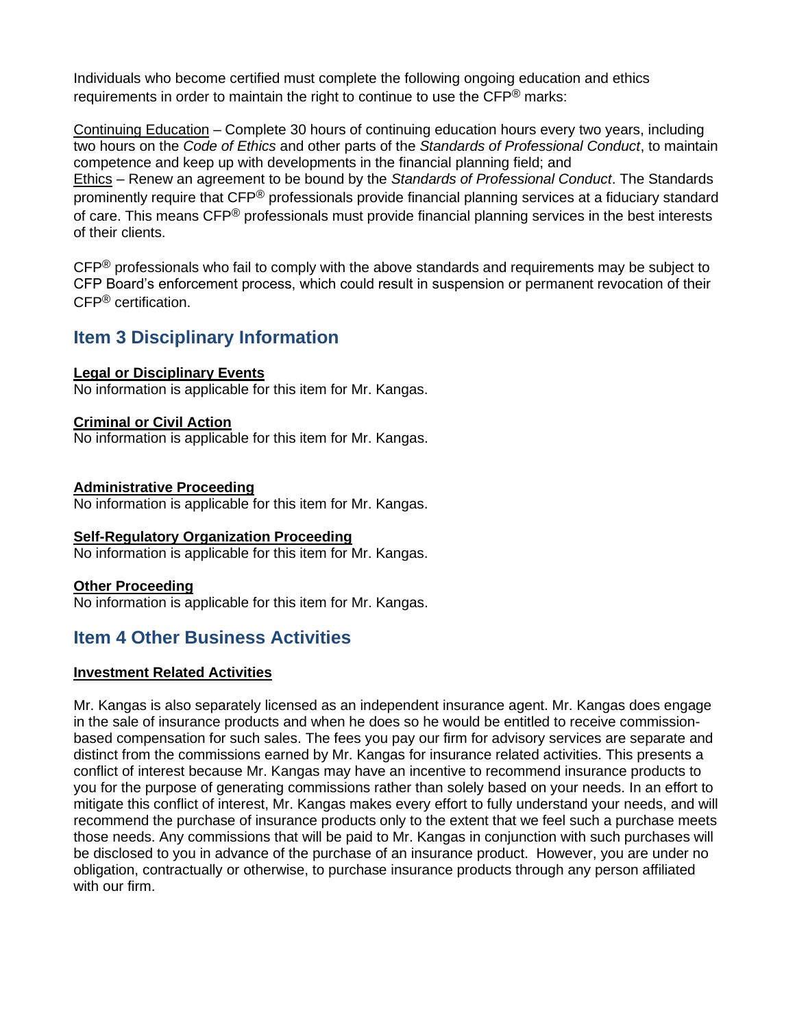Individuals who become certified must complete the following ongoing education and ethics requirements in order to maintain the right to continue to use the CFP® marks:

Continuing Education – Complete 30 hours of continuing education hours every two years, including two hours on the *Code of Ethics* and other parts of the *Standards of Professional Conduct*, to maintain competence and keep up with developments in the financial planning field; and
Ethics – Renew an agreement to be bound by the *Standards of Professional Conduct*. The Standards prominently require that CFP® professionals provide financial planning services at a fiduciary standard of care. This means CFP® professionals must provide financial planning services in the best interests of their clients.

CFP® professionals who fail to comply with the above standards and requirements may be subject to CFP Board's enforcement process, which could result in suspension or permanent revocation of their CFP® certification.

## Item 3 Disciplinary Information

**Legal or Disciplinary Events**
No information is applicable for this item for Mr. Kangas.

**Criminal or Civil Action**
No information is applicable for this item for Mr. Kangas.

**Administrative Proceeding**
No information is applicable for this item for Mr. Kangas.

**Self-Regulatory Organization Proceeding**
No information is applicable for this item for Mr. Kangas.

**Other Proceeding**
No information is applicable for this item for Mr. Kangas.

## Item 4 Other Business Activities

**Investment Related Activities**

Mr. Kangas is also separately licensed as an independent insurance agent. Mr. Kangas does engage in the sale of insurance products and when he does so he would be entitled to receive commission-based compensation for such sales. The fees you pay our firm for advisory services are separate and distinct from the commissions earned by Mr. Kangas for insurance related activities. This presents a conflict of interest because Mr. Kangas may have an incentive to recommend insurance products to you for the purpose of generating commissions rather than solely based on your needs. In an effort to mitigate this conflict of interest, Mr. Kangas makes every effort to fully understand your needs, and will recommend the purchase of insurance products only to the extent that we feel such a purchase meets those needs. Any commissions that will be paid to Mr. Kangas in conjunction with such purchases will be disclosed to you in advance of the purchase of an insurance product. However, you are under no obligation, contractually or otherwise, to purchase insurance products through any person affiliated with our firm.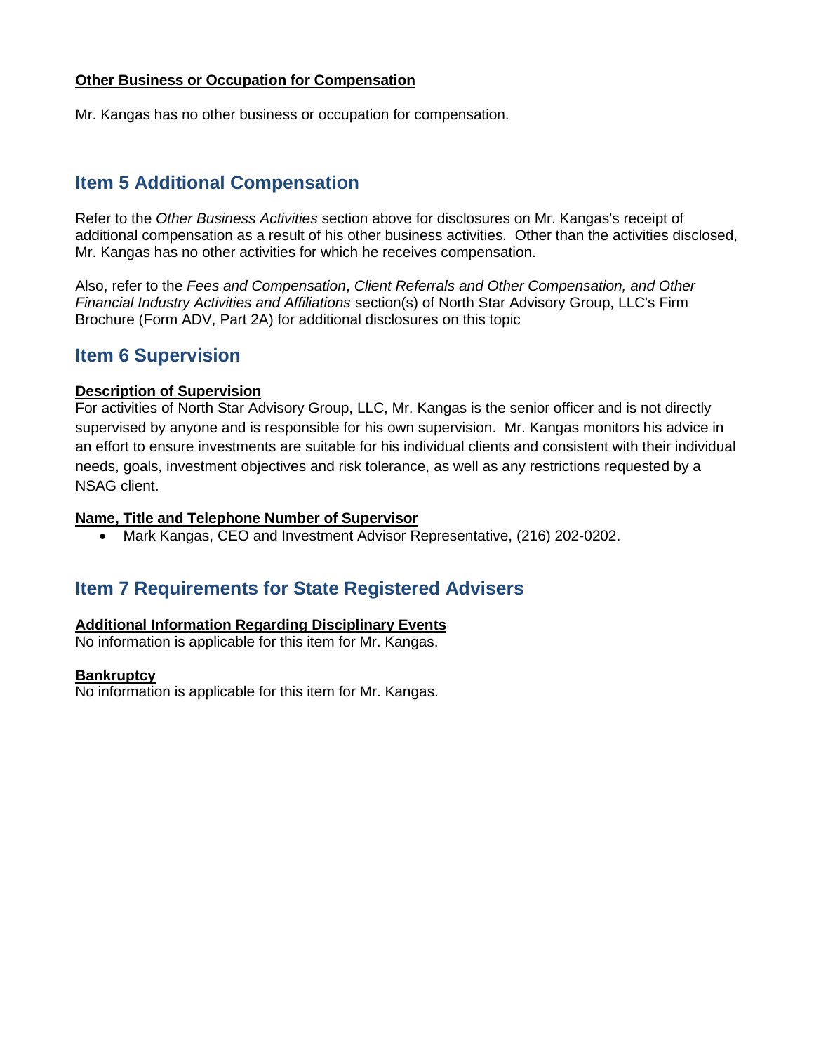**Other Business or Occupation for Compensation**

Mr. Kangas has no other business or occupation for compensation.

## Item 5 Additional Compensation

Refer to the *Other Business Activities* section above for disclosures on Mr. Kangas's receipt of additional compensation as a result of his other business activities. Other than the activities disclosed, Mr. Kangas has no other activities for which he receives compensation.

Also, refer to the *Fees and Compensation*, *Client Referrals and Other Compensation, and Other Financial Industry Activities and Affiliations* section(s) of North Star Advisory Group, LLC's Firm Brochure (Form ADV, Part 2A) for additional disclosures on this topic

## Item 6 Supervision

**Description of Supervision**

For activities of North Star Advisory Group, LLC, Mr. Kangas is the senior officer and is not directly supervised by anyone and is responsible for his own supervision. Mr. Kangas monitors his advice in an effort to ensure investments are suitable for his individual clients and consistent with their individual needs, goals, investment objectives and risk tolerance, as well as any restrictions requested by a NSAG client.

**Name, Title and Telephone Number of Supervisor**

- Mark Kangas, CEO and Investment Advisor Representative, (216) 202-0202.

## Item 7 Requirements for State Registered Advisers

**Additional Information Regarding Disciplinary Events**

No information is applicable for this item for Mr. Kangas.

**Bankruptcy**

No information is applicable for this item for Mr. Kangas.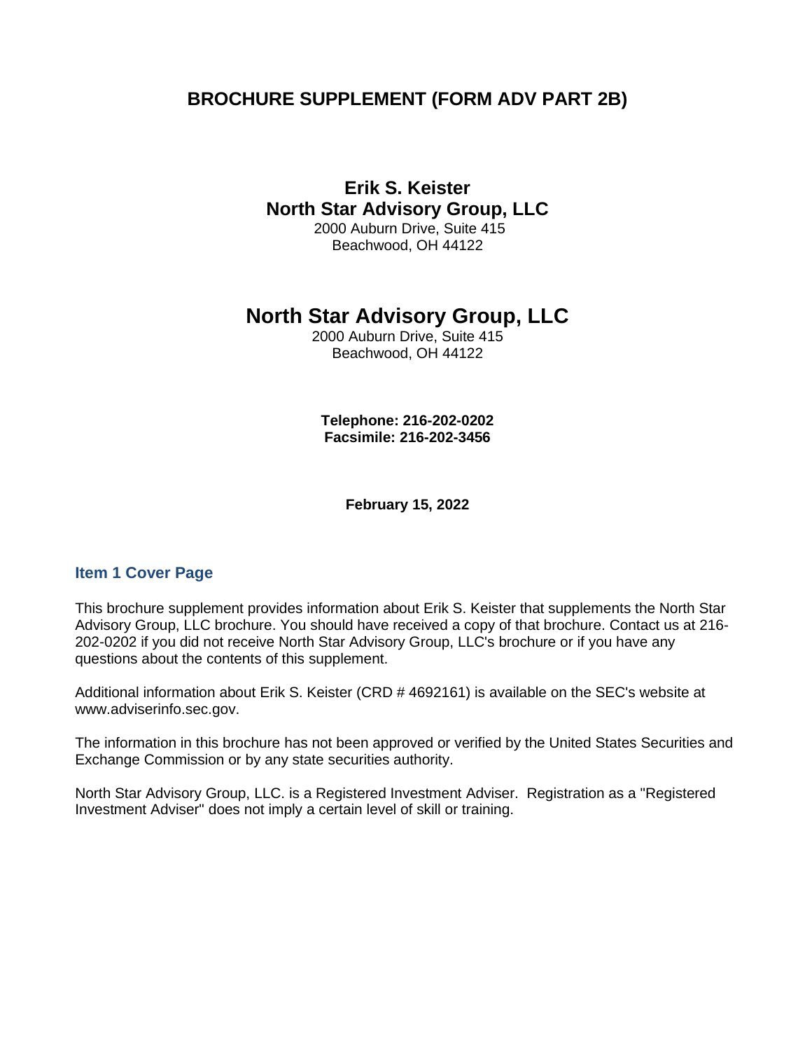# BROCHURE SUPPLEMENT (FORM ADV PART 2B)

**Erik S. Keister**
**North Star Advisory Group, LLC**
2000 Auburn Drive, Suite 415
Beachwood, OH 44122

## North Star Advisory Group, LLC

2000 Auburn Drive, Suite 415
Beachwood, OH 44122

**Telephone: 216-202-0202**
**Facsimile: 216-202-3456**

**February 15, 2022**

### Item 1 Cover Page

This brochure supplement provides information about Erik S. Keister that supplements the North Star Advisory Group, LLC brochure. You should have received a copy of that brochure. Contact us at 216-202-0202 if you did not receive North Star Advisory Group, LLC's brochure or if you have any questions about the contents of this supplement.

Additional information about Erik S. Keister (CRD # 4692161) is available on the SEC's website at www.adviserinfo.sec.gov.

The information in this brochure has not been approved or verified by the United States Securities and Exchange Commission or by any state securities authority.

North Star Advisory Group, LLC. is a Registered Investment Adviser. Registration as a "Registered Investment Adviser" does not imply a certain level of skill or training.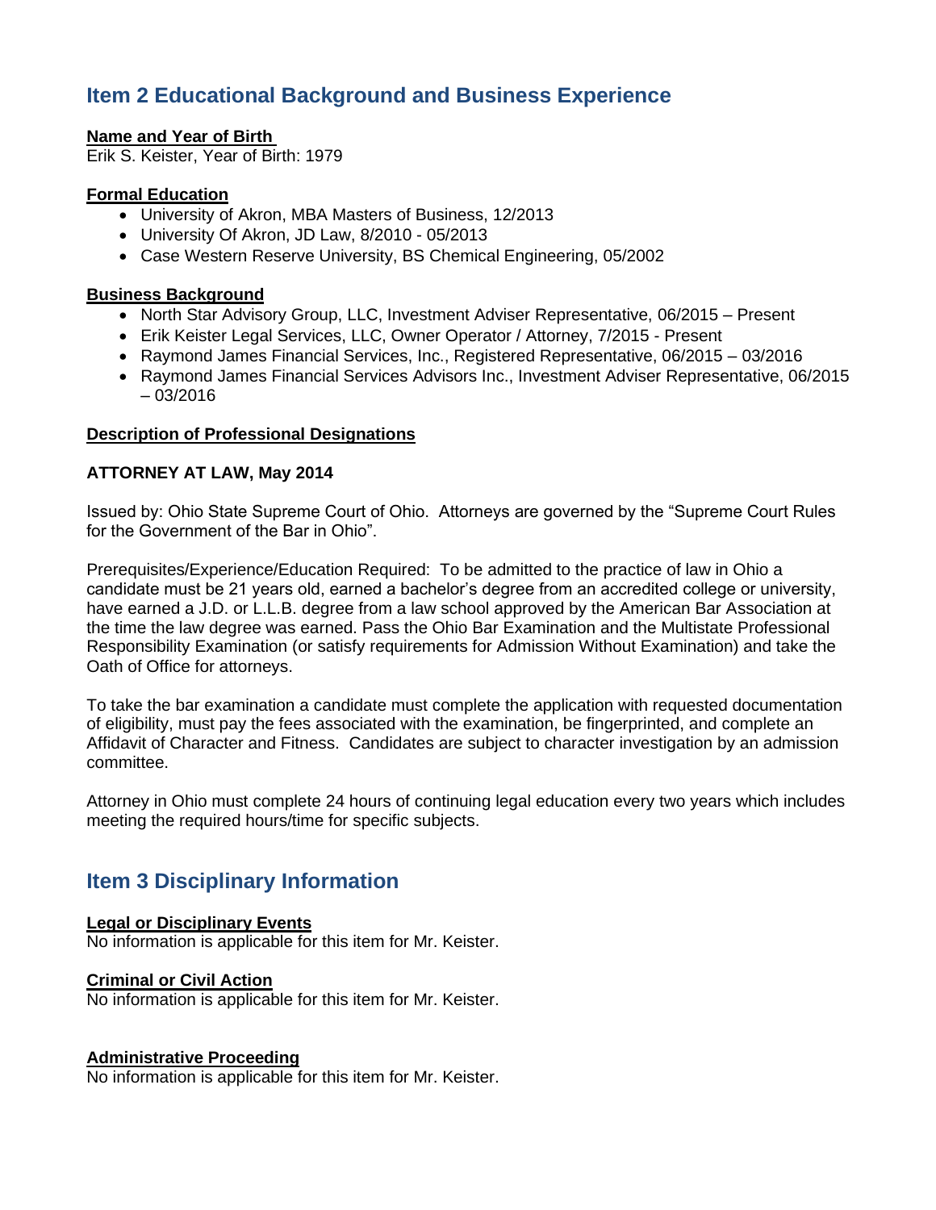## Item 2 Educational Background and Business Experience

**Name and Year of Birth**
Erik S. Keister, Year of Birth: 1979

**Formal Education**

- University of Akron, MBA Masters of Business, 12/2013
- University Of Akron, JD Law, 8/2010 - 05/2013
- Case Western Reserve University, BS Chemical Engineering, 05/2002

**Business Background**

- North Star Advisory Group, LLC, Investment Adviser Representative, 06/2015 – Present
- Erik Keister Legal Services, LLC, Owner Operator / Attorney, 7/2015 - Present
- Raymond James Financial Services, Inc., Registered Representative, 06/2015 – 03/2016
- Raymond James Financial Services Advisors Inc., Investment Adviser Representative, 06/2015 – 03/2016

**Description of Professional Designations**

**ATTORNEY AT LAW, May 2014**

Issued by: Ohio State Supreme Court of Ohio. Attorneys are governed by the "Supreme Court Rules for the Government of the Bar in Ohio".

Prerequisites/Experience/Education Required: To be admitted to the practice of law in Ohio a candidate must be 21 years old, earned a bachelor's degree from an accredited college or university, have earned a J.D. or L.L.B. degree from a law school approved by the American Bar Association at the time the law degree was earned. Pass the Ohio Bar Examination and the Multistate Professional Responsibility Examination (or satisfy requirements for Admission Without Examination) and take the Oath of Office for attorneys.

To take the bar examination a candidate must complete the application with requested documentation of eligibility, must pay the fees associated with the examination, be fingerprinted, and complete an Affidavit of Character and Fitness. Candidates are subject to character investigation by an admission committee.

Attorney in Ohio must complete 24 hours of continuing legal education every two years which includes meeting the required hours/time for specific subjects.

## Item 3 Disciplinary Information

**Legal or Disciplinary Events**
No information is applicable for this item for Mr. Keister.

**Criminal or Civil Action**
No information is applicable for this item for Mr. Keister.

**Administrative Proceeding**
No information is applicable for this item for Mr. Keister.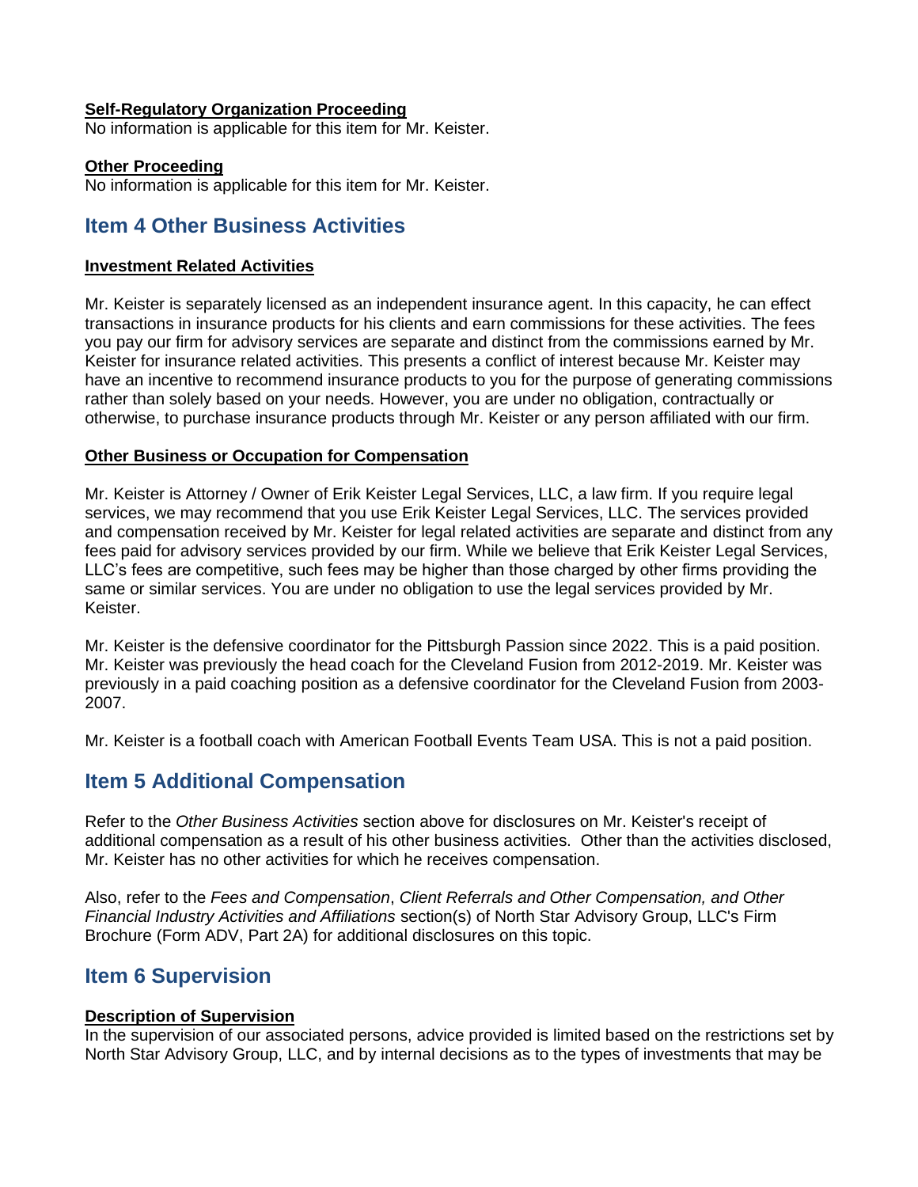**Self-Regulatory Organization Proceeding**

No information is applicable for this item for Mr. Keister.

**Other Proceeding**

No information is applicable for this item for Mr. Keister.

## Item 4 Other Business Activities

**Investment Related Activities**

Mr. Keister is separately licensed as an independent insurance agent. In this capacity, he can effect transactions in insurance products for his clients and earn commissions for these activities. The fees you pay our firm for advisory services are separate and distinct from the commissions earned by Mr. Keister for insurance related activities. This presents a conflict of interest because Mr. Keister may have an incentive to recommend insurance products to you for the purpose of generating commissions rather than solely based on your needs. However, you are under no obligation, contractually or otherwise, to purchase insurance products through Mr. Keister or any person affiliated with our firm.

**Other Business or Occupation for Compensation**

Mr. Keister is Attorney / Owner of Erik Keister Legal Services, LLC, a law firm. If you require legal services, we may recommend that you use Erik Keister Legal Services, LLC. The services provided and compensation received by Mr. Keister for legal related activities are separate and distinct from any fees paid for advisory services provided by our firm. While we believe that Erik Keister Legal Services, LLC's fees are competitive, such fees may be higher than those charged by other firms providing the same or similar services. You are under no obligation to use the legal services provided by Mr. Keister.

Mr. Keister is the defensive coordinator for the Pittsburgh Passion since 2022. This is a paid position. Mr. Keister was previously the head coach for the Cleveland Fusion from 2012-2019. Mr. Keister was previously in a paid coaching position as a defensive coordinator for the Cleveland Fusion from 2003-2007.

Mr. Keister is a football coach with American Football Events Team USA. This is not a paid position.

## Item 5 Additional Compensation

Refer to the *Other Business Activities* section above for disclosures on Mr. Keister's receipt of additional compensation as a result of his other business activities. Other than the activities disclosed, Mr. Keister has no other activities for which he receives compensation.

Also, refer to the *Fees and Compensation*, *Client Referrals and Other Compensation, and Other Financial Industry Activities and Affiliations* section(s) of North Star Advisory Group, LLC's Firm Brochure (Form ADV, Part 2A) for additional disclosures on this topic.

## Item 6 Supervision

**Description of Supervision**

In the supervision of our associated persons, advice provided is limited based on the restrictions set by North Star Advisory Group, LLC, and by internal decisions as to the types of investments that may be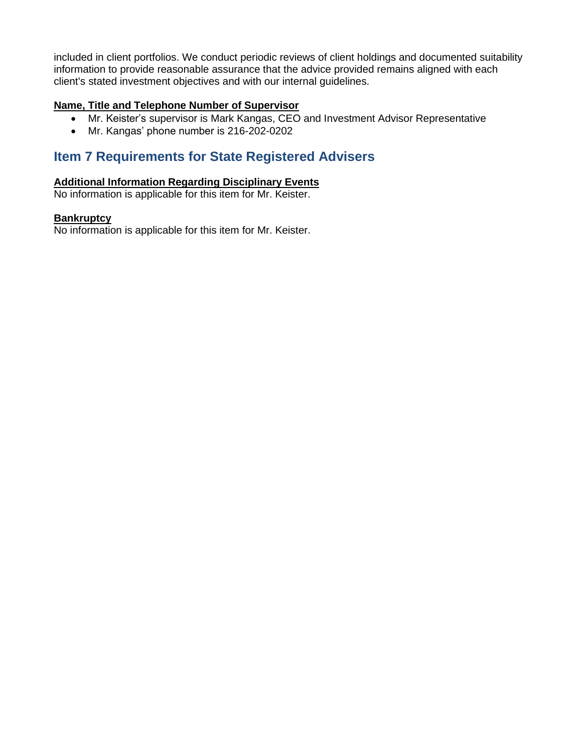included in client portfolios. We conduct periodic reviews of client holdings and documented suitability information to provide reasonable assurance that the advice provided remains aligned with each client's stated investment objectives and with our internal guidelines.

**Name, Title and Telephone Number of Supervisor**

- Mr. Keister's supervisor is Mark Kangas, CEO and Investment Advisor Representative
- Mr. Kangas' phone number is 216-202-0202

## Item 7 Requirements for State Registered Advisers

**Additional Information Regarding Disciplinary Events**

No information is applicable for this item for Mr. Keister.

**Bankruptcy**

No information is applicable for this item for Mr. Keister.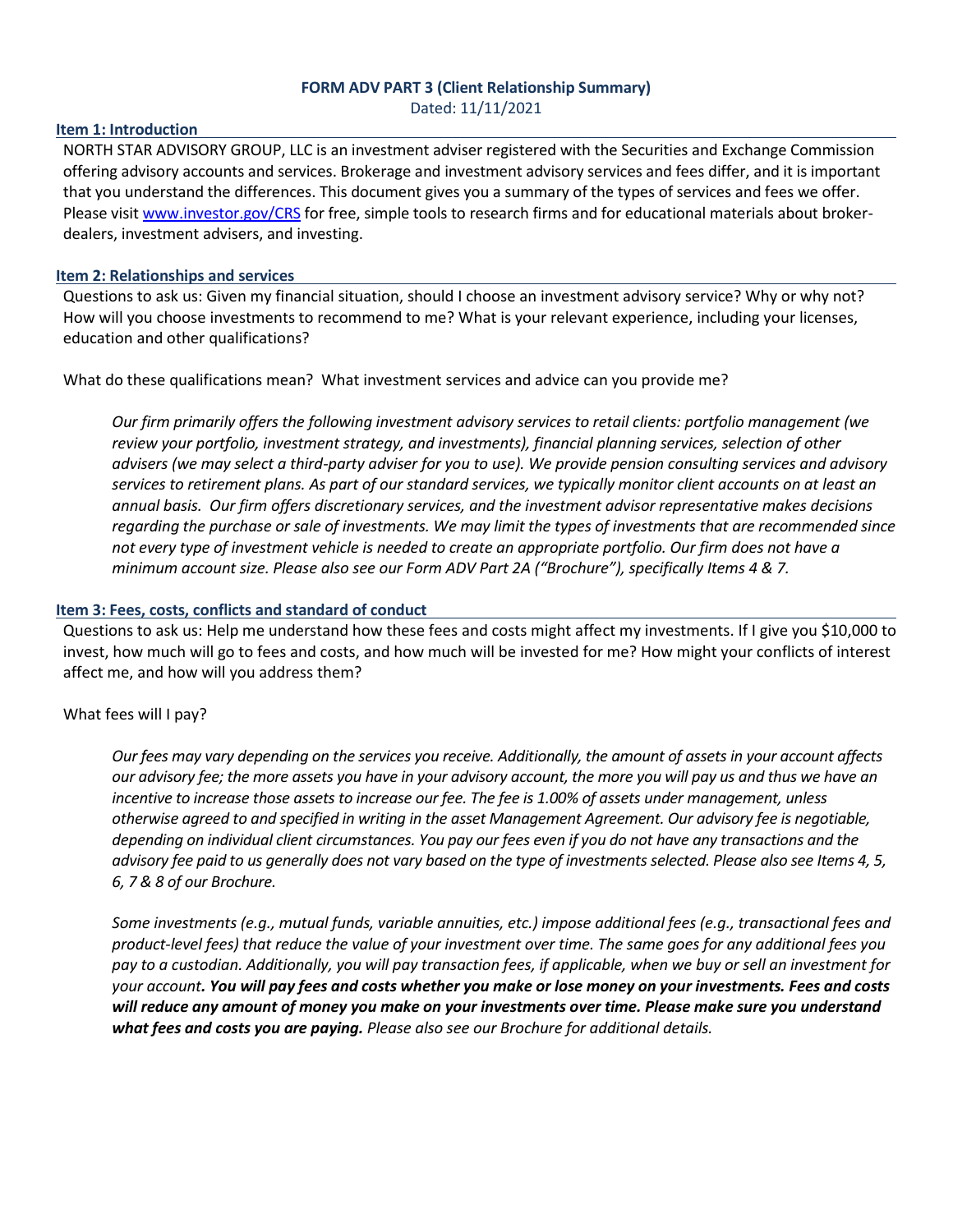**FORM ADV PART 3 (Client Relationship Summary)**

Dated: 11/11/2021

## Item 1: Introduction

NORTH STAR ADVISORY GROUP, LLC is an investment adviser registered with the Securities and Exchange Commission offering advisory accounts and services. Brokerage and investment advisory services and fees differ, and it is important that you understand the differences. This document gives you a summary of the types of services and fees we offer. Please visit [www.investor.gov/CRS](http://www.investor.gov/CRS) for free, simple tools to research firms and for educational materials about broker-dealers, investment advisers, and investing.

## Item 2: Relationships and services

Questions to ask us: Given my financial situation, should I choose an investment advisory service? Why or why not? How will you choose investments to recommend to me? What is your relevant experience, including your licenses, education and other qualifications?

What do these qualifications mean? What investment services and advice can you provide me?

*Our firm primarily offers the following investment advisory services to retail clients: portfolio management (we review your portfolio, investment strategy, and investments), financial planning services, selection of other advisers (we may select a third-party adviser for you to use). We provide pension consulting services and advisory services to retirement plans. As part of our standard services, we typically monitor client accounts on at least an annual basis. Our firm offers discretionary services, and the investment advisor representative makes decisions regarding the purchase or sale of investments. We may limit the types of investments that are recommended since not every type of investment vehicle is needed to create an appropriate portfolio. Our firm does not have a minimum account size. Please also see our Form ADV Part 2A ("Brochure"), specifically Items 4 & 7.*

## Item 3: Fees, costs, conflicts and standard of conduct

Questions to ask us: Help me understand how these fees and costs might affect my investments. If I give you $10,000 to invest, how much will go to fees and costs, and how much will be invested for me? How might your conflicts of interest affect me, and how will you address them?

What fees will I pay?

*Our fees may vary depending on the services you receive. Additionally, the amount of assets in your account affects our advisory fee; the more assets you have in your advisory account, the more you will pay us and thus we have an incentive to increase those assets to increase our fee. The fee is 1.00% of assets under management, unless otherwise agreed to and specified in writing in the asset Management Agreement. Our advisory fee is negotiable, depending on individual client circumstances. You pay our fees even if you do not have any transactions and the advisory fee paid to us generally does not vary based on the type of investments selected. Please also see Items 4, 5, 6, 7 & 8 of our Brochure.*

*Some investments (e.g., mutual funds, variable annuities, etc.) impose additional fees (e.g., transactional fees and product-level fees) that reduce the value of your investment over time. The same goes for any additional fees you pay to a custodian. Additionally, you will pay transaction fees, if applicable, when we buy or sell an investment for your account.* ***You will pay fees and costs whether you make or lose money on your investments. Fees and costs will reduce any amount of money you make on your investments over time. Please make sure you understand what fees and costs you are paying.*** *Please also see our Brochure for additional details.*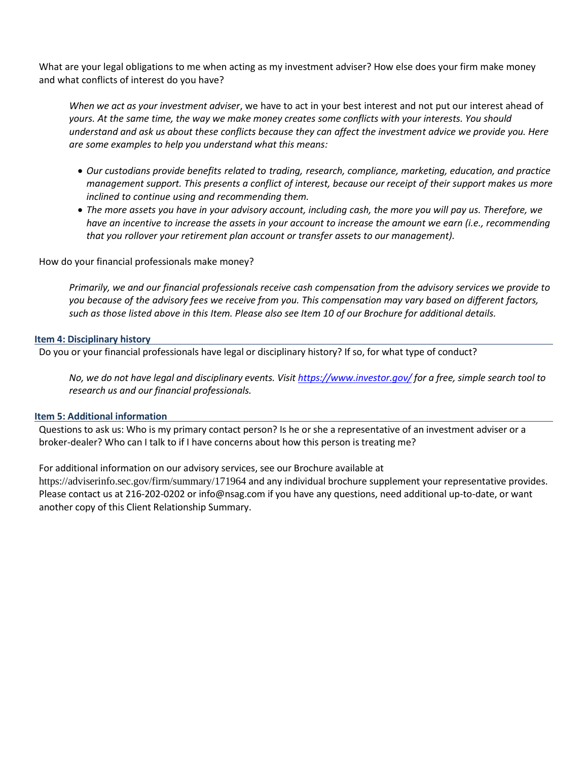What are your legal obligations to me when acting as my investment adviser? How else does your firm make money and what conflicts of interest do you have?

> *When we act as your investment adviser*, we have to act in your best interest and not put our interest ahead of *yours. At the same time, the way we make money creates some conflicts with your interests. You should understand and ask us about these conflicts because they can affect the investment advice we provide you. Here are some examples to help you understand what this means:*
>
> - *Our custodians provide benefits related to trading, research, compliance, marketing, education, and practice management support. This presents a conflict of interest, because our receipt of their support makes us more inclined to continue using and recommending them.*
> - *The more assets you have in your advisory account, including cash, the more you will pay us. Therefore, we have an incentive to increase the assets in your account to increase the amount we earn (i.e., recommending that you rollover your retirement plan account or transfer assets to our management).*

How do your financial professionals make money?

> *Primarily, we and our financial professionals receive cash compensation from the advisory services we provide to you because of the advisory fees we receive from you. This compensation may vary based on different factors, such as those listed above in this Item. Please also see Item 10 of our Brochure for additional details.*

## Item 4: Disciplinary history

Do you or your financial professionals have legal or disciplinary history? If so, for what type of conduct?

> *No, we do not have legal and disciplinary events. Visit [https://www.investor.gov/](https://www.investor.gov/) for a free, simple search tool to research us and our financial professionals.*

## Item 5: Additional information

Questions to ask us: Who is my primary contact person? Is he or she a representative of an investment adviser or a broker-dealer? Who can I talk to if I have concerns about how this person is treating me?

For additional information on our advisory services, see our Brochure available at https://adviserinfo.sec.gov/firm/summary/171964 and any individual brochure supplement your representative provides. Please contact us at 216-202-0202 or info@nsag.com if you have any questions, need additional up-to-date, or want another copy of this Client Relationship Summary.